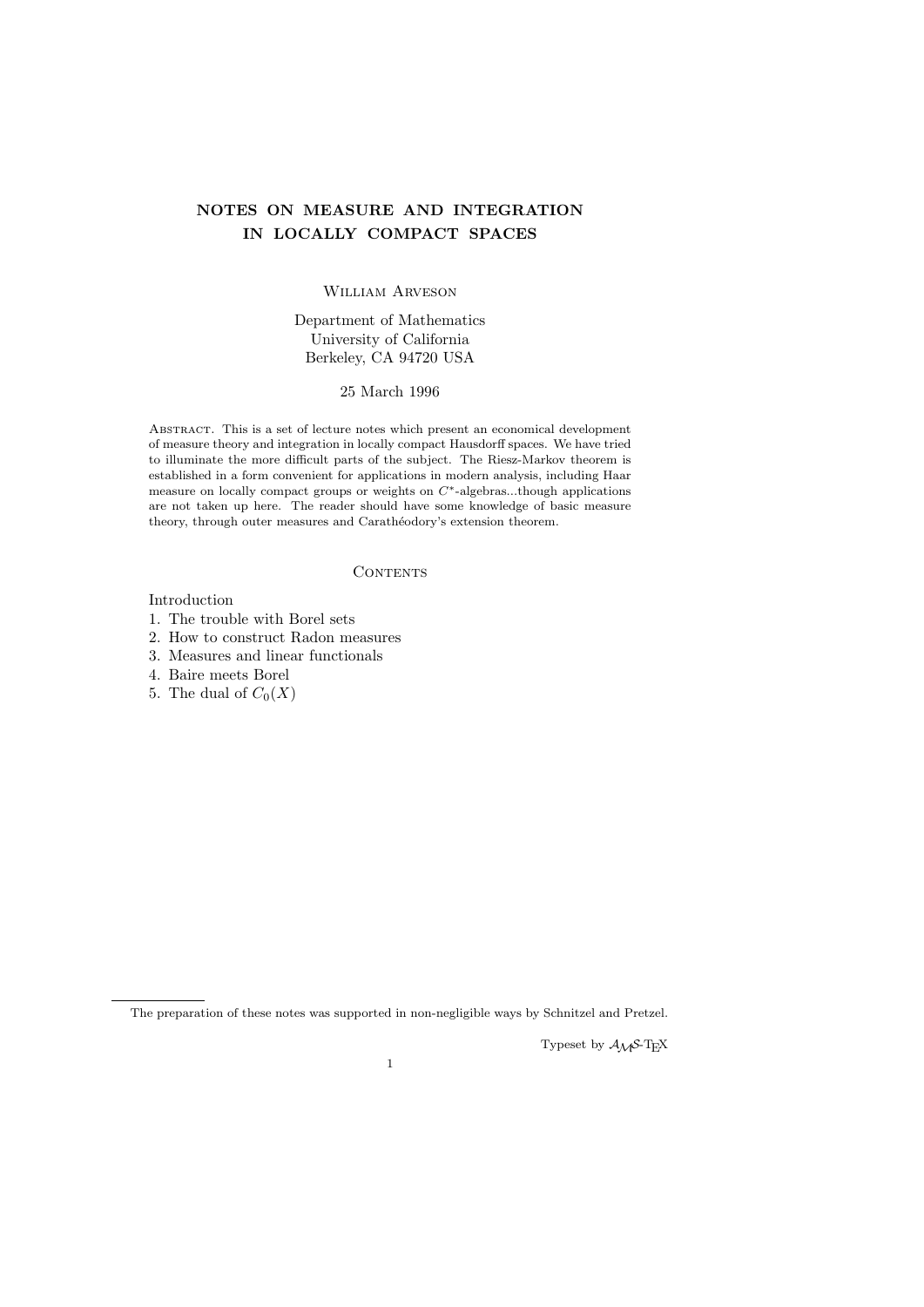# NOTES ON MEASURE AND INTEGRATION IN LOCALLY COMPACT SPACES

William Arveson

Department of Mathematics
University of California
Berkeley, CA 94720 USA

25 March 1996

Abstract. This is a set of lecture notes which present an economical development of measure theory and integration in locally compact Hausdorff spaces. We have tried to illuminate the more difficult parts of the subject. The Riesz-Markov theorem is established in a form convenient for applications in modern analysis, including Haar measure on locally compact groups or weights on $C^*$-algebras...though applications are not taken up here. The reader should have some knowledge of basic measure theory, through outer measures and Carathéodory's extension theorem.

## Contents

Introduction

1. The trouble with Borel sets
2. How to construct Radon measures
3. Measures and linear functionals
4. Baire meets Borel
5. The dual of $C_0(X)$

---

The preparation of these notes was supported in non-negligible ways by Schnitzel and Pretzel.

Typeset by $\mathcal{A}_{\mathcal{M}}\mathcal{S}$-TEX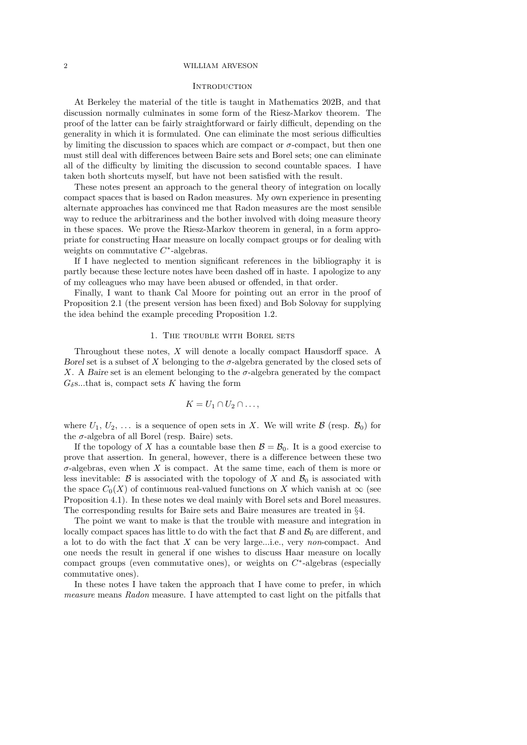## Introduction

At Berkeley the material of the title is taught in Mathematics 202B, and that discussion normally culminates in some form of the Riesz-Markov theorem. The proof of the latter can be fairly straightforward or fairly difficult, depending on the generality in which it is formulated. One can eliminate the most serious difficulties by limiting the discussion to spaces which are compact or $\sigma$-compact, but then one must still deal with differences between Baire sets and Borel sets; one can eliminate all of the difficulty by limiting the discussion to second countable spaces. I have taken both shortcuts myself, but have not been satisfied with the result.

These notes present an approach to the general theory of integration on locally compact spaces that is based on Radon measures. My own experience in presenting alternate approaches has convinced me that Radon measures are the most sensible way to reduce the arbitrariness and the bother involved with doing measure theory in these spaces. We prove the Riesz-Markov theorem in general, in a form appropriate for constructing Haar measure on locally compact groups or for dealing with weights on commutative $C^*$-algebras.

If I have neglected to mention significant references in the bibliography it is partly because these lecture notes have been dashed off in haste. I apologize to any of my colleagues who may have been abused or offended, in that order.

Finally, I want to thank Cal Moore for pointing out an error in the proof of Proposition 2.1 (the present version has been fixed) and Bob Solovay for supplying the idea behind the example preceding Proposition 1.2.

## 1. The trouble with Borel sets

Throughout these notes, $X$ will denote a locally compact Hausdorff space. A *Borel* set is a subset of $X$ belonging to the $\sigma$-algebra generated by the closed sets of $X$. A *Baire* set is an element belonging to the $\sigma$-algebra generated by the compact $G_\delta$s...that is, compact sets $K$ having the form

$$K = U_1 \cap U_2 \cap \dots,$$

where $U_1$, $U_2$, $\dots$ is a sequence of open sets in $X$. We will write $\mathcal{B}$ (resp. $\mathcal{B}_0$) for the $\sigma$-algebra of all Borel (resp. Baire) sets.

If the topology of $X$ has a countable base then $\mathcal{B} = \mathcal{B}_0$. It is a good exercise to prove that assertion. In general, however, there is a difference between these two $\sigma$-algebras, even when $X$ is compact. At the same time, each of them is more or less inevitable: $\mathcal{B}$ is associated with the topology of $X$ and $\mathcal{B}_0$ is associated with the space $C_0(X)$ of continuous real-valued functions on $X$ which vanish at $\infty$ (see Proposition 4.1). In these notes we deal mainly with Borel sets and Borel measures. The corresponding results for Baire sets and Baire measures are treated in §4.

The point we want to make is that the trouble with measure and integration in locally compact spaces has little to do with the fact that $\mathcal{B}$ and $\mathcal{B}_0$ are different, and a lot to do with the fact that $X$ can be very large...i.e., very *non*-compact. And one needs the result in general if one wishes to discuss Haar measure on locally compact groups (even commutative ones), or weights on $C^*$-algebras (especially commutative ones).

In these notes I have taken the approach that I have come to prefer, in which *measure* means *Radon* measure. I have attempted to cast light on the pitfalls that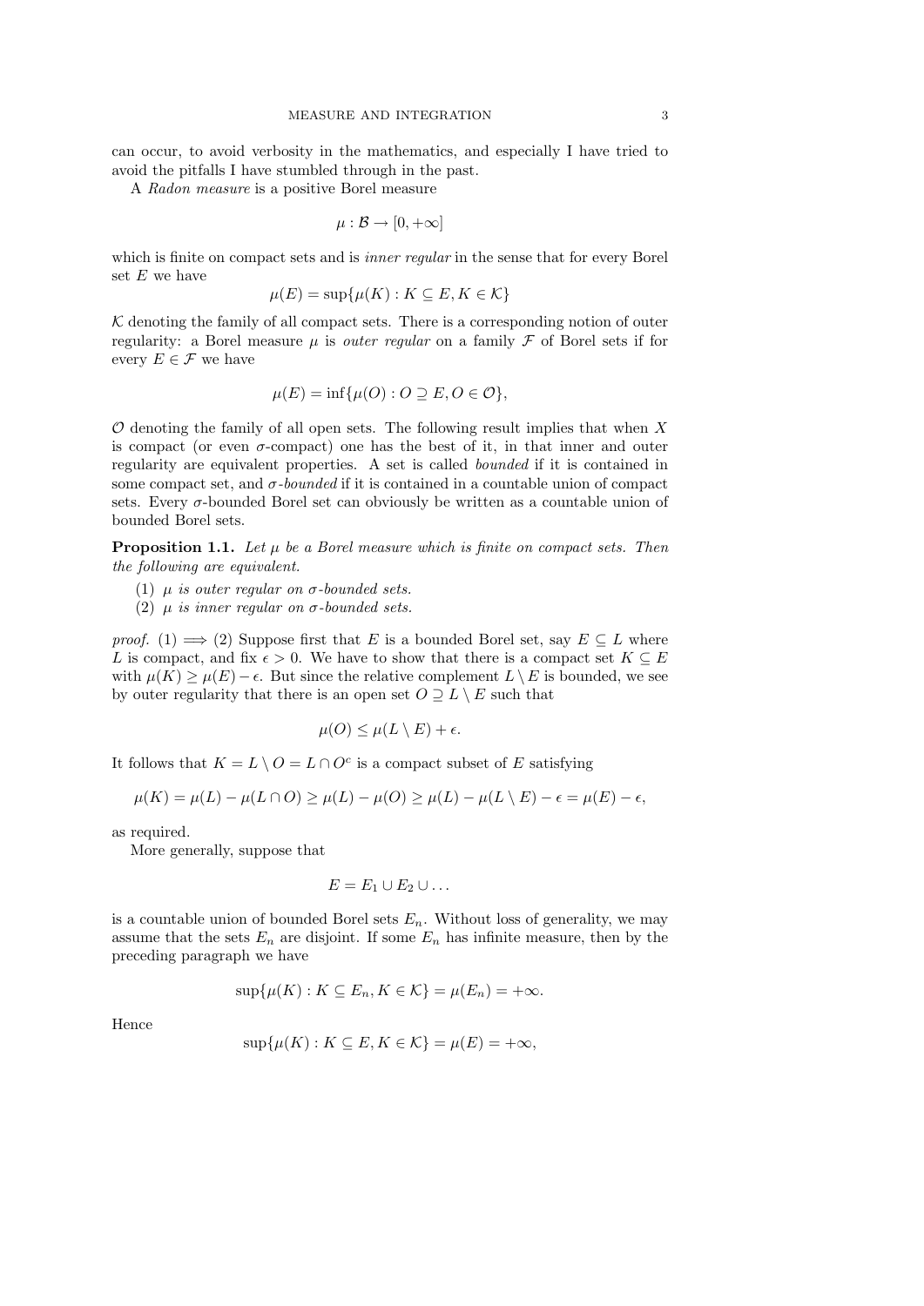can occur, to avoid verbosity in the mathematics, and especially I have tried to avoid the pitfalls I have stumbled through in the past.

A *Radon measure* is a positive Borel measure

$$\mu : \mathcal{B} \to [0, +\infty]$$

which is finite on compact sets and is *inner regular* in the sense that for every Borel set $E$ we have

$$\mu(E) = \sup\{\mu(K) : K \subseteq E, K \in \mathcal{K}\}$$

$\mathcal{K}$ denoting the family of all compact sets. There is a corresponding notion of outer regularity: a Borel measure $\mu$ is *outer regular* on a family $\mathcal{F}$ of Borel sets if for every $E \in \mathcal{F}$ we have

$$\mu(E) = \inf\{\mu(O) : O \supseteq E, O \in \mathcal{O}\},$$

$\mathcal{O}$ denoting the family of all open sets. The following result implies that when $X$ is compact (or even $\sigma$-compact) one has the best of it, in that inner and outer regularity are equivalent properties. A set is called *bounded* if it is contained in some compact set, and *$\sigma$-bounded* if it is contained in a countable union of compact sets. Every $\sigma$-bounded Borel set can obviously be written as a countable union of bounded Borel sets.

**Proposition 1.1.** *Let $\mu$ be a Borel measure which is finite on compact sets. Then the following are equivalent.*

1. *$\mu$ is outer regular on $\sigma$-bounded sets.*
2. *$\mu$ is inner regular on $\sigma$-bounded sets.*

*proof.* (1) $\implies$ (2) Suppose first that $E$ is a bounded Borel set, say $E \subseteq L$ where $L$ is compact, and fix $\epsilon > 0$. We have to show that there is a compact set $K \subseteq E$ with $\mu(K) \geq \mu(E) - \epsilon$. But since the relative complement $L \setminus E$ is bounded, we see by outer regularity that there is an open set $O \supseteq L \setminus E$ such that

$$\mu(O) \leq \mu(L \setminus E) + \epsilon.$$

It follows that $K = L \setminus O = L \cap O^c$ is a compact subset of $E$ satisfying

$$\mu(K) = \mu(L) - \mu(L \cap O) \geq \mu(L) - \mu(O) \geq \mu(L) - \mu(L \setminus E) - \epsilon = \mu(E) - \epsilon,$$

as required.

More generally, suppose that

$$E = E_1 \cup E_2 \cup \dots$$

is a countable union of bounded Borel sets $E_n$. Without loss of generality, we may assume that the sets $E_n$ are disjoint. If some $E_n$ has infinite measure, then by the preceding paragraph we have

$$\sup\{\mu(K) : K \subseteq E_n, K \in \mathcal{K}\} = \mu(E_n) = +\infty.$$

Hence

$$\sup\{\mu(K) : K \subseteq E, K \in \mathcal{K}\} = \mu(E) = +\infty,$$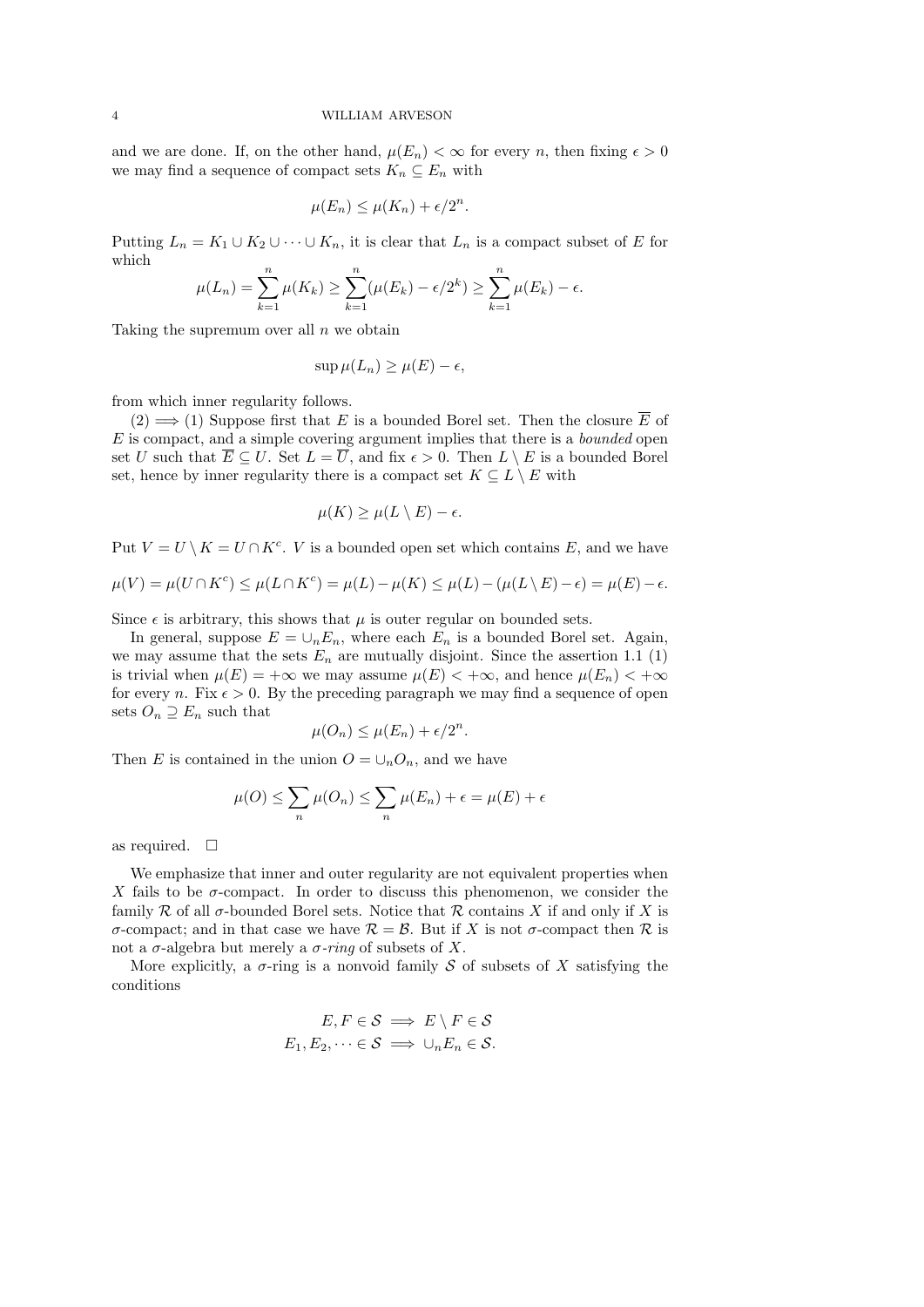and we are done. If, on the other hand, $\mu(E_n) < \infty$ for every $n$, then fixing $\epsilon > 0$ we may find a sequence of compact sets $K_n \subseteq E_n$ with

$$\mu(E_n) \leq \mu(K_n) + \epsilon/2^n.$$

Putting $L_n = K_1 \cup K_2 \cup \cdots \cup K_n$, it is clear that $L_n$ is a compact subset of $E$ for which

$$\mu(L_n) = \sum_{k=1}^{n} \mu(K_k) \geq \sum_{k=1}^{n} (\mu(E_k) - \epsilon/2^k) \geq \sum_{k=1}^{n} \mu(E_k) - \epsilon.$$

Taking the supremum over all $n$ we obtain

$$\sup \mu(L_n) \geq \mu(E) - \epsilon,$$

from which inner regularity follows.

(2) $\implies$ (1) Suppose first that $E$ is a bounded Borel set. Then the closure $\overline{E}$ of $E$ is compact, and a simple covering argument implies that there is a *bounded* open set $U$ such that $\overline{E} \subseteq U$. Set $L = \overline{U}$, and fix $\epsilon > 0$. Then $L \setminus E$ is a bounded Borel set, hence by inner regularity there is a compact set $K \subseteq L \setminus E$ with

$$\mu(K) \geq \mu(L \setminus E) - \epsilon.$$

Put $V = U \setminus K = U \cap K^c$. $V$ is a bounded open set which contains $E$, and we have

$$\mu(V) = \mu(U \cap K^c) \leq \mu(L \cap K^c) = \mu(L) - \mu(K) \leq \mu(L) - (\mu(L \setminus E) - \epsilon) = \mu(E) - \epsilon.$$

Since $\epsilon$ is arbitrary, this shows that $\mu$ is outer regular on bounded sets.

In general, suppose $E = \cup_n E_n$, where each $E_n$ is a bounded Borel set. Again, we may assume that the sets $E_n$ are mutually disjoint. Since the assertion 1.1 (1) is trivial when $\mu(E) = +\infty$ we may assume $\mu(E) < +\infty$, and hence $\mu(E_n) < +\infty$ for every $n$. Fix $\epsilon > 0$. By the preceding paragraph we may find a sequence of open sets $O_n \supseteq E_n$ such that

$$\mu(O_n) \leq \mu(E_n) + \epsilon/2^n.$$

Then $E$ is contained in the union $O = \cup_n O_n$, and we have

$$\mu(O) \leq \sum_n \mu(O_n) \leq \sum_n \mu(E_n) + \epsilon = \mu(E) + \epsilon$$

as required. □

We emphasize that inner and outer regularity are not equivalent properties when $X$ fails to be $\sigma$-compact. In order to discuss this phenomenon, we consider the family $\mathcal{R}$ of all $\sigma$-bounded Borel sets. Notice that $\mathcal{R}$ contains $X$ if and only if $X$ is $\sigma$-compact; and in that case we have $\mathcal{R} = \mathcal{B}$. But if $X$ is not $\sigma$-compact then $\mathcal{R}$ is not a $\sigma$-algebra but merely a $\sigma$*-ring* of subsets of $X$.

More explicitly, a $\sigma$-ring is a nonvoid family $\mathcal{S}$ of subsets of $X$ satisfying the conditions

$$E, F \in \mathcal{S} \implies E \setminus F \in \mathcal{S}$$
$$E_1, E_2, \cdots \in \mathcal{S} \implies \cup_n E_n \in \mathcal{S}.$$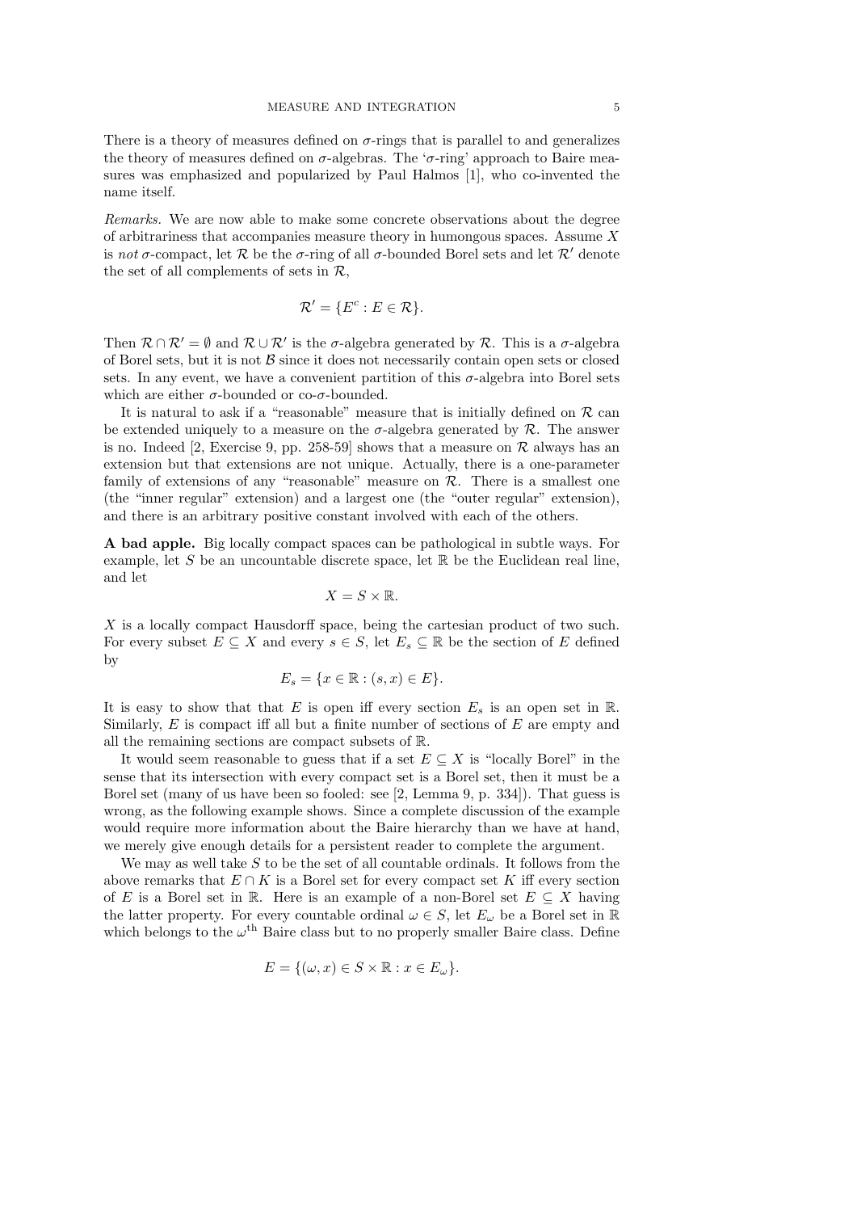There is a theory of measures defined on $\sigma$-rings that is parallel to and generalizes the theory of measures defined on $\sigma$-algebras. The '$\sigma$-ring' approach to Baire measures was emphasized and popularized by Paul Halmos [1], who co-invented the name itself.

*Remarks.* We are now able to make some concrete observations about the degree of arbitrariness that accompanies measure theory in humongous spaces. Assume $X$ is *not* $\sigma$-compact, let $\mathcal{R}$ be the $\sigma$-ring of all $\sigma$-bounded Borel sets and let $\mathcal{R}'$ denote the set of all complements of sets in $\mathcal{R}$,

$$\mathcal{R}' = \{E^c : E \in \mathcal{R}\}.$$

Then $\mathcal{R} \cap \mathcal{R}' = \emptyset$ and $\mathcal{R} \cup \mathcal{R}'$ is the $\sigma$-algebra generated by $\mathcal{R}$. This is a $\sigma$-algebra of Borel sets, but it is not $\mathcal{B}$ since it does not necessarily contain open sets or closed sets. In any event, we have a convenient partition of this $\sigma$-algebra into Borel sets which are either $\sigma$-bounded or co-$\sigma$-bounded.

It is natural to ask if a "reasonable" measure that is initially defined on $\mathcal{R}$ can be extended uniquely to a measure on the $\sigma$-algebra generated by $\mathcal{R}$. The answer is no. Indeed [2, Exercise 9, pp. 258-59] shows that a measure on $\mathcal{R}$ always has an extension but that extensions are not unique. Actually, there is a one-parameter family of extensions of any "reasonable" measure on $\mathcal{R}$. There is a smallest one (the "inner regular" extension) and a largest one (the "outer regular" extension), and there is an arbitrary positive constant involved with each of the others.

**A bad apple.** Big locally compact spaces can be pathological in subtle ways. For example, let $S$ be an uncountable discrete space, let $\mathbb{R}$ be the Euclidean real line, and let

$$X = S \times \mathbb{R}.$$

$X$ is a locally compact Hausdorff space, being the cartesian product of two such. For every subset $E \subseteq X$ and every $s \in S$, let $E_s \subseteq \mathbb{R}$ be the section of $E$ defined by

$$E_s = \{x \in \mathbb{R} : (s, x) \in E\}.$$

It is easy to show that that $E$ is open iff every section $E_s$ is an open set in $\mathbb{R}$. Similarly, $E$ is compact iff all but a finite number of sections of $E$ are empty and all the remaining sections are compact subsets of $\mathbb{R}$.

It would seem reasonable to guess that if a set $E \subseteq X$ is "locally Borel" in the sense that its intersection with every compact set is a Borel set, then it must be a Borel set (many of us have been so fooled: see [2, Lemma 9, p. 334]). That guess is wrong, as the following example shows. Since a complete discussion of the example would require more information about the Baire hierarchy than we have at hand, we merely give enough details for a persistent reader to complete the argument.

We may as well take $S$ to be the set of all countable ordinals. It follows from the above remarks that $E \cap K$ is a Borel set for every compact set $K$ iff every section of $E$ is a Borel set in $\mathbb{R}$. Here is an example of a non-Borel set $E \subseteq X$ having the latter property. For every countable ordinal $\omega \in S$, let $E_\omega$ be a Borel set in $\mathbb{R}$ which belongs to the $\omega^{\text{th}}$ Baire class but to no properly smaller Baire class. Define

$$E = \{(\omega, x) \in S \times \mathbb{R} : x \in E_\omega\}.$$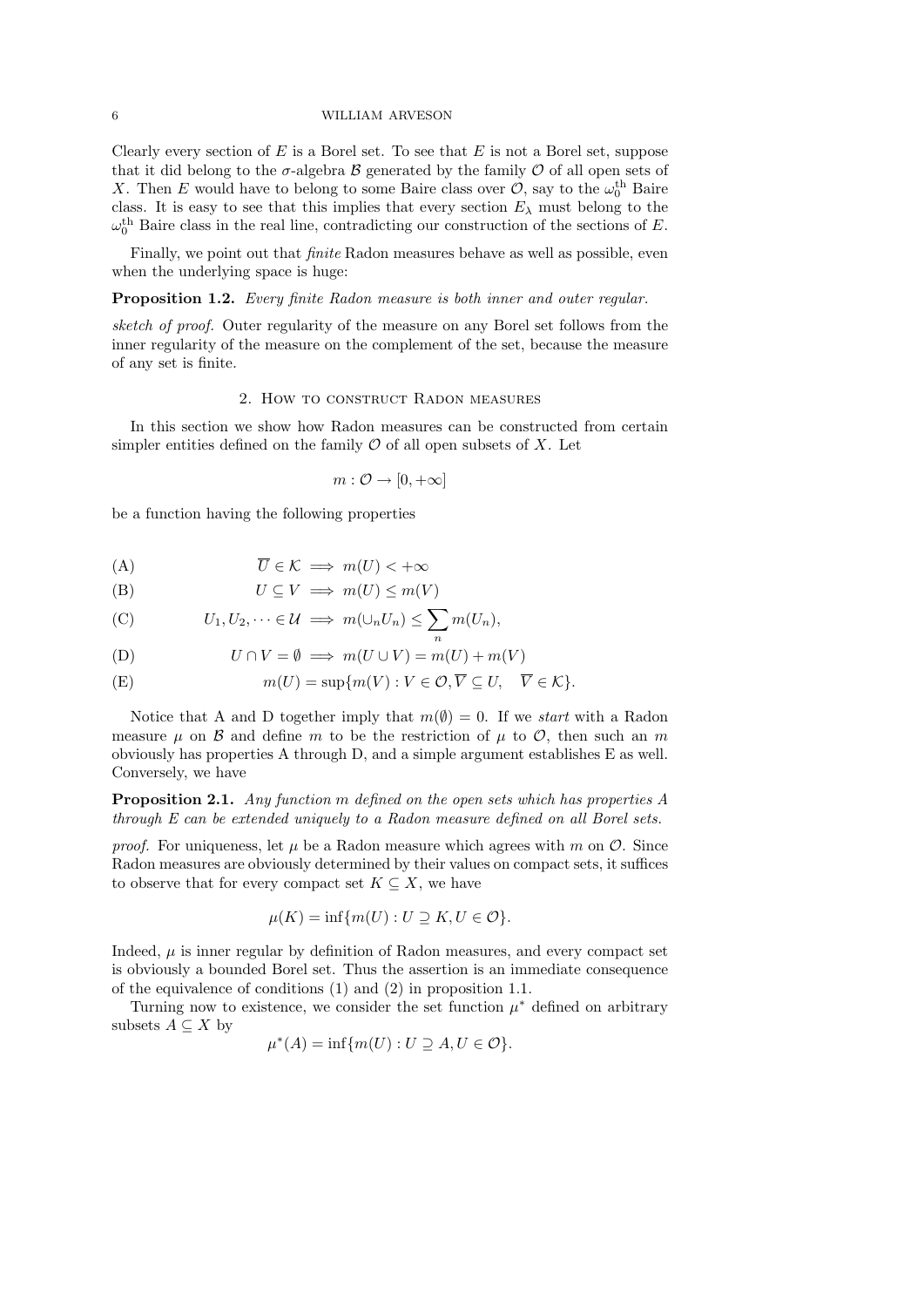Clearly every section of $E$ is a Borel set. To see that $E$ is not a Borel set, suppose that it did belong to the $\sigma$-algebra $\mathcal{B}$ generated by the family $\mathcal{O}$ of all open sets of $X$. Then $E$ would have to belong to some Baire class over $\mathcal{O}$, say to the $\omega_0^{\text{th}}$ Baire class. It is easy to see that this implies that every section $E_\lambda$ must belong to the $\omega_0^{\text{th}}$ Baire class in the real line, contradicting our construction of the sections of $E$.

Finally, we point out that *finite* Radon measures behave as well as possible, even when the underlying space is huge:

**Proposition 1.2.** *Every finite Radon measure is both inner and outer regular.*

*sketch of proof.* Outer regularity of the measure on any Borel set follows from the inner regularity of the measure on the complement of the set, because the measure of any set is finite.

## 2. How to construct Radon measures

In this section we show how Radon measures can be constructed from certain simpler entities defined on the family $\mathcal{O}$ of all open subsets of $X$. Let

$$m : \mathcal{O} \to [0, +\infty]$$

be a function having the following properties

$$\text{(A)} \qquad \overline{U} \in \mathcal{K} \implies m(U) < +\infty$$

$$\text{(B)} \qquad U \subseteq V \implies m(U) \leq m(V)$$

$$\text{(C)} \qquad U_1, U_2, \dots \in \mathcal{U} \implies m(\cup_n U_n) \leq \sum_n m(U_n),$$

$$\text{(D)} \qquad U \cap V = \emptyset \implies m(U \cup V) = m(U) + m(V)$$

$$\text{(E)} \qquad m(U) = \sup\{m(V) : V \in \mathcal{O}, \overline{V} \subseteq U, \quad \overline{V} \in \mathcal{K}\}.$$

Notice that A and D together imply that $m(\emptyset) = 0$. If we *start* with a Radon measure $\mu$ on $\mathcal{B}$ and define $m$ to be the restriction of $\mu$ to $\mathcal{O}$, then such an $m$ obviously has properties A through D, and a simple argument establishes E as well. Conversely, we have

**Proposition 2.1.** *Any function $m$ defined on the open sets which has properties A through E can be extended uniquely to a Radon measure defined on all Borel sets.*

*proof.* For uniqueness, let $\mu$ be a Radon measure which agrees with $m$ on $\mathcal{O}$. Since Radon measures are obviously determined by their values on compact sets, it suffices to observe that for every compact set $K \subseteq X$, we have

$$\mu(K) = \inf\{m(U) : U \supseteq K, U \in \mathcal{O}\}.$$

Indeed, $\mu$ is inner regular by definition of Radon measures, and every compact set is obviously a bounded Borel set. Thus the assertion is an immediate consequence of the equivalence of conditions (1) and (2) in proposition 1.1.

Turning now to existence, we consider the set function $\mu^*$ defined on arbitrary subsets $A \subseteq X$ by

$$\mu^*(A) = \inf\{m(U) : U \supseteq A, U \in \mathcal{O}\}.$$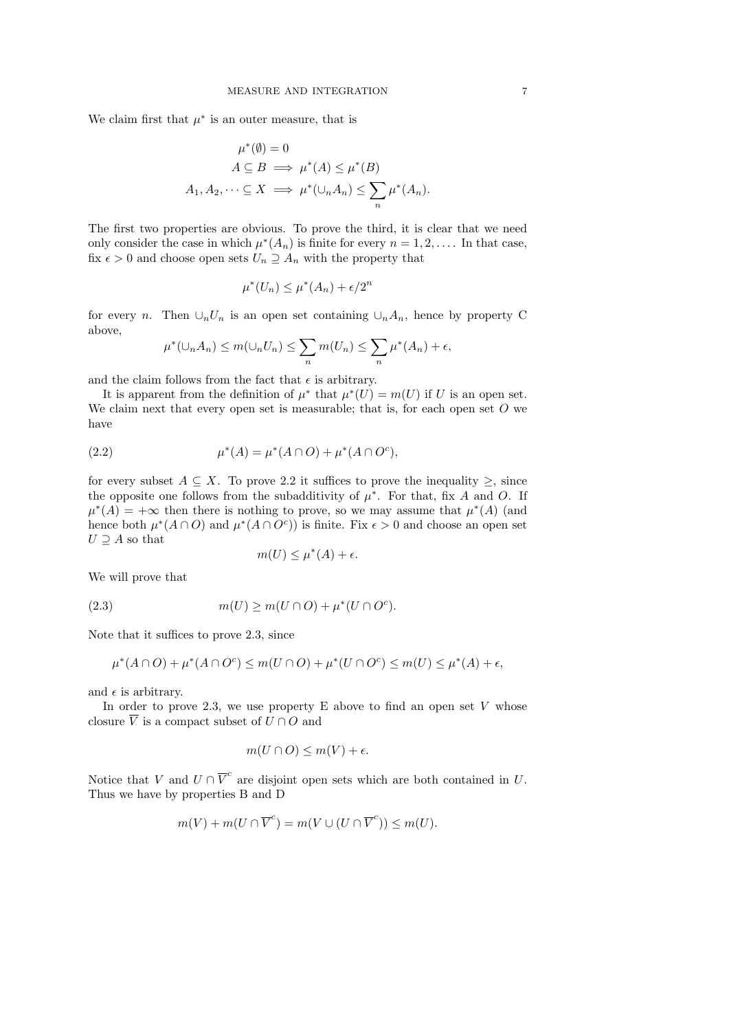We claim first that $\mu^*$ is an outer measure, that is

$$\mu^*(\emptyset) = 0$$
$$A \subseteq B \implies \mu^*(A) \leq \mu^*(B)$$
$$A_1, A_2, \dots \subseteq X \implies \mu^*(\cup_n A_n) \leq \sum_n \mu^*(A_n).$$

The first two properties are obvious. To prove the third, it is clear that we need only consider the case in which $\mu^*(A_n)$ is finite for every $n = 1, 2, \dots$. In that case, fix $\epsilon > 0$ and choose open sets $U_n \supseteq A_n$ with the property that

$$\mu^*(U_n) \leq \mu^*(A_n) + \epsilon/2^n$$

for every $n$. Then $\cup_n U_n$ is an open set containing $\cup_n A_n$, hence by property C above,

$$\mu^*(\cup_n A_n) \leq m(\cup_n U_n) \leq \sum_n m(U_n) \leq \sum_n \mu^*(A_n) + \epsilon,$$

and the claim follows from the fact that $\epsilon$ is arbitrary.

It is apparent from the definition of $\mu^*$ that $\mu^*(U) = m(U)$ if $U$ is an open set. We claim next that every open set is measurable; that is, for each open set $O$ we have

$$\mu^*(A) = \mu^*(A \cap O) + \mu^*(A \cap O^c), \tag{2.2}$$

for every subset $A \subseteq X$. To prove 2.2 it suffices to prove the inequality $\geq$, since the opposite one follows from the subadditivity of $\mu^*$. For that, fix $A$ and $O$. If $\mu^*(A) = +\infty$ then there is nothing to prove, so we may assume that $\mu^*(A)$ (and hence both $\mu^*(A \cap O)$ and $\mu^*(A \cap O^c)$) is finite. Fix $\epsilon > 0$ and choose an open set $U \supseteq A$ so that

$$m(U) \leq \mu^*(A) + \epsilon.$$

We will prove that

$$m(U) \geq m(U \cap O) + \mu^*(U \cap O^c). \tag{2.3}$$

Note that it suffices to prove 2.3, since

$$\mu^*(A \cap O) + \mu^*(A \cap O^c) \leq m(U \cap O) + \mu^*(U \cap O^c) \leq m(U) \leq \mu^*(A) + \epsilon,$$

and $\epsilon$ is arbitrary.

In order to prove 2.3, we use property E above to find an open set $V$ whose closure $\overline{V}$ is a compact subset of $U \cap O$ and

$$m(U \cap O) \leq m(V) + \epsilon.$$

Notice that $V$ and $U \cap \overline{V}^c$ are disjoint open sets which are both contained in $U$. Thus we have by properties B and D

$$m(V) + m(U \cap \overline{V}^c) = m(V \cup (U \cap \overline{V}^c)) \leq m(U).$$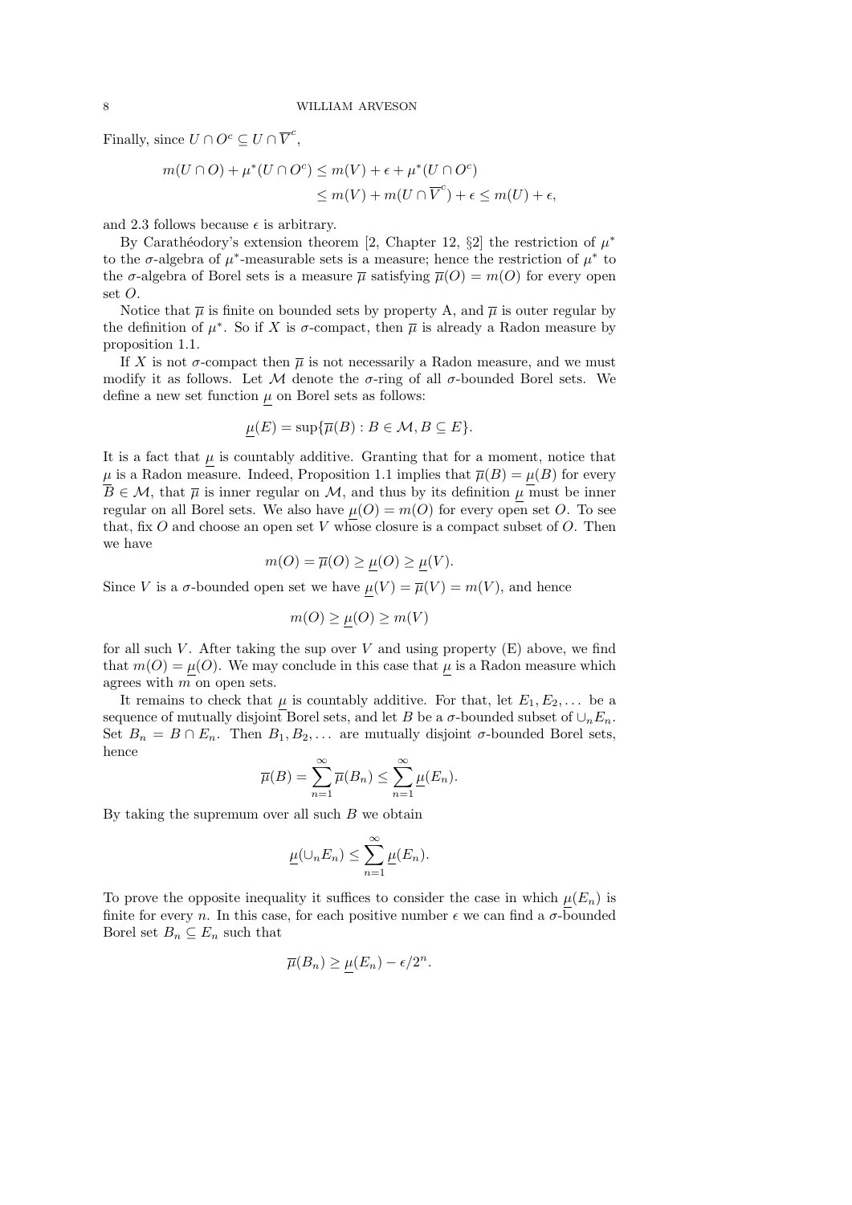Finally, since $U \cap O^c \subseteq U \cap \overline{V}^c$,

$$
\begin{aligned}
m(U \cap O) + \mu^*(U \cap O^c) &\leq m(V) + \epsilon + \mu^*(U \cap O^c) \\
&\leq m(V) + m(U \cap \overline{V}^c) + \epsilon \leq m(U) + \epsilon,
\end{aligned}
$$

and 2.3 follows because $\epsilon$ is arbitrary.

By Carathéodory's extension theorem [2, Chapter 12, §2] the restriction of $\mu^*$ to the $\sigma$-algebra of $\mu^*$-measurable sets is a measure; hence the restriction of $\mu^*$ to the $\sigma$-algebra of Borel sets is a measure $\overline{\mu}$ satisfying $\overline{\mu}(O) = m(O)$ for every open set $O$.

Notice that $\overline{\mu}$ is finite on bounded sets by property A, and $\overline{\mu}$ is outer regular by the definition of $\mu^*$. So if $X$ is $\sigma$-compact, then $\overline{\mu}$ is already a Radon measure by proposition 1.1.

If $X$ is not $\sigma$-compact then $\overline{\mu}$ is not necessarily a Radon measure, and we must modify it as follows. Let $\mathcal{M}$ denote the $\sigma$-ring of all $\sigma$-bounded Borel sets. We define a new set function $\underline{\mu}$ on Borel sets as follows:

$$
\underline{\mu}(E) = \sup\{\overline{\mu}(B) : B \in \mathcal{M}, B \subseteq E\}.
$$

It is a fact that $\underline{\mu}$ is countably additive. Granting that for a moment, notice that $\underline{\mu}$ is a Radon measure. Indeed, Proposition 1.1 implies that $\overline{\mu}(B) = \underline{\mu}(B)$ for every $B \in \mathcal{M}$, that $\overline{\mu}$ is inner regular on $\mathcal{M}$, and thus by its definition $\underline{\mu}$ must be inner regular on all Borel sets. We also have $\underline{\mu}(O) = m(O)$ for every open set $O$. To see that, fix $O$ and choose an open set $V$ whose closure is a compact subset of $O$. Then we have

$$
m(O) = \overline{\mu}(O) \geq \underline{\mu}(O) \geq \underline{\mu}(V).
$$

Since $V$ is a $\sigma$-bounded open set we have $\underline{\mu}(V) = \overline{\mu}(V) = m(V)$, and hence

$$
m(O) \geq \underline{\mu}(O) \geq m(V)
$$

for all such $V$. After taking the sup over $V$ and using property (E) above, we find that $m(O) = \underline{\mu}(O)$. We may conclude in this case that $\underline{\mu}$ is a Radon measure which agrees with $m$ on open sets.

It remains to check that $\underline{\mu}$ is countably additive. For that, let $E_1, E_2, \dots$ be a sequence of mutually disjoint Borel sets, and let $B$ be a $\sigma$-bounded subset of $\cup_n E_n$. Set $B_n = B \cap E_n$. Then $B_1, B_2, \dots$ are mutually disjoint $\sigma$-bounded Borel sets, hence

$$
\overline{\mu}(B) = \sum_{n=1}^{\infty} \overline{\mu}(B_n) \leq \sum_{n=1}^{\infty} \underline{\mu}(E_n).
$$

By taking the supremum over all such $B$ we obtain

$$
\underline{\mu}(\cup_n E_n) \leq \sum_{n=1}^{\infty} \underline{\mu}(E_n).
$$

To prove the opposite inequality it suffices to consider the case in which $\underline{\mu}(E_n)$ is finite for every $n$. In this case, for each positive number $\epsilon$ we can find a $\sigma$-bounded Borel set $B_n \subseteq E_n$ such that

$$
\overline{\mu}(B_n) \geq \underline{\mu}(E_n) - \epsilon/2^n.
$$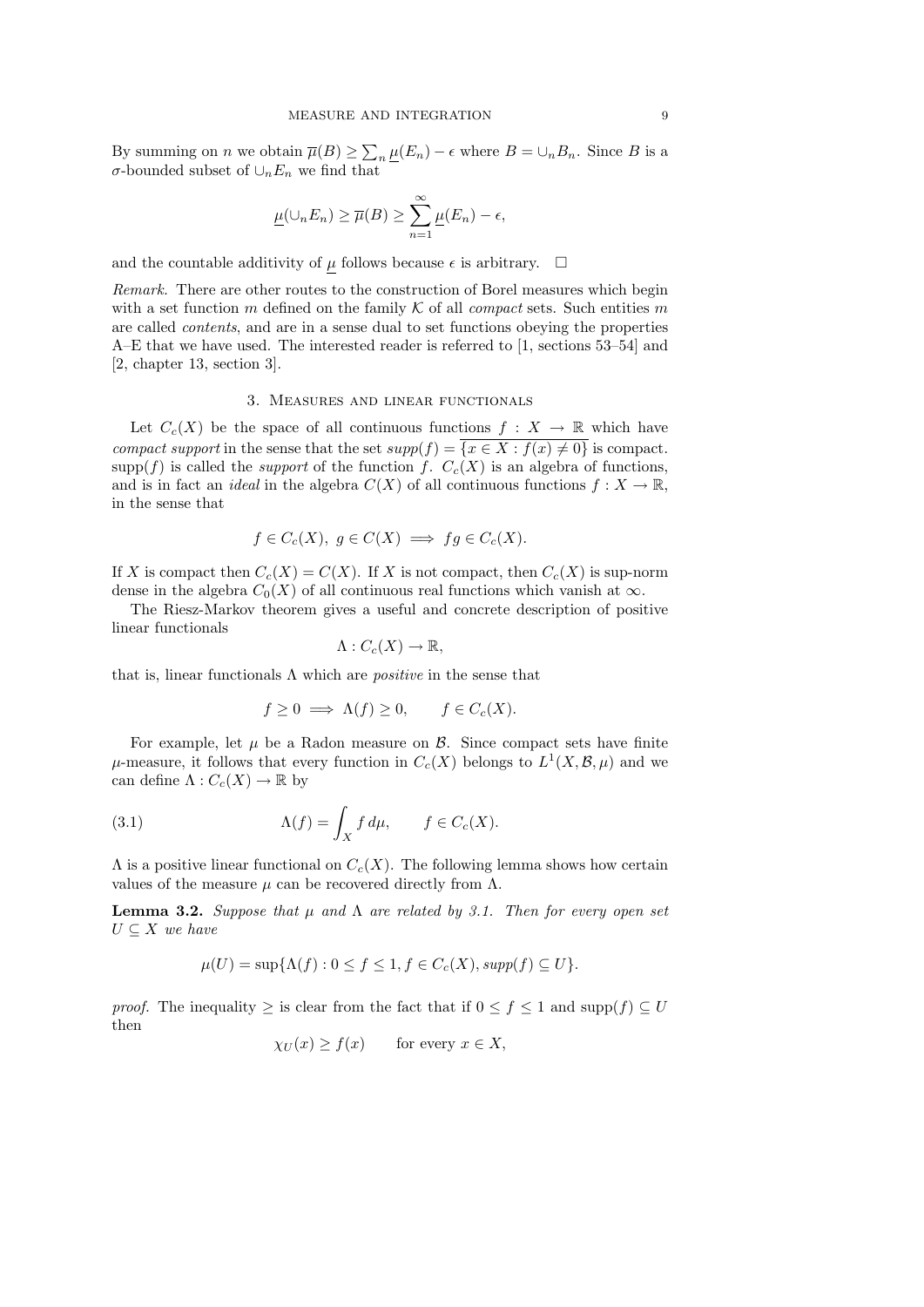By summing on $n$ we obtain $\overline{\mu}(B) \geq \sum_n \underline{\mu}(E_n) - \epsilon$ where $B = \cup_n B_n$. Since $B$ is a $\sigma$-bounded subset of $\cup_n E_n$ we find that

$$\underline{\mu}(\cup_n E_n) \geq \overline{\mu}(B) \geq \sum_{n=1}^{\infty} \underline{\mu}(E_n) - \epsilon,$$

and the countable additivity of $\underline{\mu}$ follows because $\epsilon$ is arbitrary. $\square$

*Remark.* There are other routes to the construction of Borel measures which begin with a set function $m$ defined on the family $\mathcal{K}$ of all *compact* sets. Such entities $m$ are called *contents*, and are in a sense dual to set functions obeying the properties A–E that we have used. The interested reader is referred to [1, sections 53–54] and [2, chapter 13, section 3].

## 3. Measures and linear functionals

Let $C_c(X)$ be the space of all continuous functions $f : X \to \mathbb{R}$ which have *compact support* in the sense that the set $supp(f) = \overline{\{x \in X : f(x) \neq 0\}}$ is compact. $\text{supp}(f)$ is called the *support* of the function $f$. $C_c(X)$ is an algebra of functions, and is in fact an *ideal* in the algebra $C(X)$ of all continuous functions $f : X \to \mathbb{R}$, in the sense that

$$f \in C_c(X),\ g \in C(X) \implies fg \in C_c(X).$$

If $X$ is compact then $C_c(X) = C(X)$. If $X$ is not compact, then $C_c(X)$ is sup-norm dense in the algebra $C_0(X)$ of all continuous real functions which vanish at $\infty$.

The Riesz-Markov theorem gives a useful and concrete description of positive linear functionals

$$\Lambda : C_c(X) \to \mathbb{R},$$

that is, linear functionals $\Lambda$ which are *positive* in the sense that

$$f \geq 0 \implies \Lambda(f) \geq 0, \qquad f \in C_c(X).$$

For example, let $\mu$ be a Radon measure on $\mathcal{B}$. Since compact sets have finite $\mu$-measure, it follows that every function in $C_c(X)$ belongs to $L^1(X, \mathcal{B}, \mu)$ and we can define $\Lambda : C_c(X) \to \mathbb{R}$ by

$$\Lambda(f) = \int_X f\, d\mu, \qquad f \in C_c(X). \tag{3.1}$$

$\Lambda$ is a positive linear functional on $C_c(X)$. The following lemma shows how certain values of the measure $\mu$ can be recovered directly from $\Lambda$.

**Lemma 3.2.** *Suppose that $\mu$ and $\Lambda$ are related by 3.1. Then for every open set $U \subseteq X$ we have*

$$\mu(U) = \sup\{\Lambda(f) : 0 \leq f \leq 1, f \in C_c(X), supp(f) \subseteq U\}.$$

*proof.* The inequality $\geq$ is clear from the fact that if $0 \leq f \leq 1$ and $\text{supp}(f) \subseteq U$ then

$$\chi_U(x) \geq f(x) \qquad \text{for every } x \in X,$$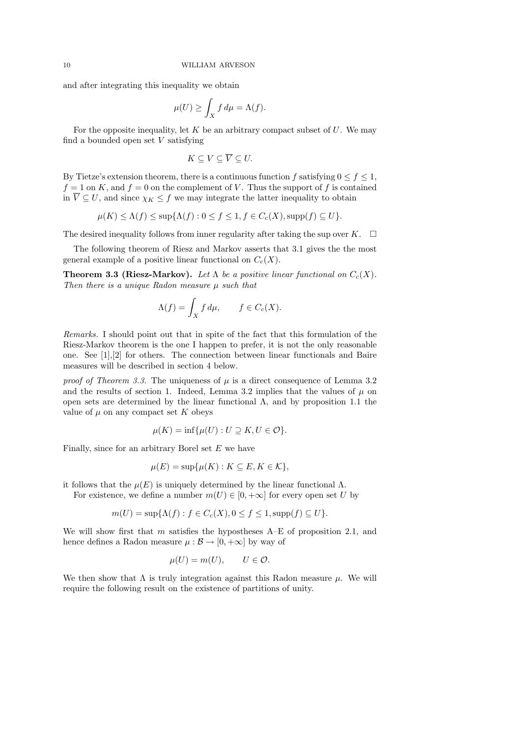and after integrating this inequality we obtain

$$\mu(U) \geq \int_X f\,d\mu = \Lambda(f).$$

For the opposite inequality, let $K$ be an arbitrary compact subset of $U$. We may find a bounded open set $V$ satisfying

$$K \subseteq V \subseteq \overline{V} \subseteq U.$$

By Tietze's extension theorem, there is a continuous function $f$ satisfying $0 \leq f \leq 1$, $f = 1$ on $K$, and $f = 0$ on the complement of $V$. Thus the support of $f$ is contained in $\overline{V} \subseteq U$, and since $\chi_K \leq f$ we may integrate the latter inequality to obtain

$$\mu(K) \leq \Lambda(f) \leq \sup\{\Lambda(f) : 0 \leq f \leq 1, f \in C_c(X), \operatorname{supp}(f) \subseteq U\}.$$

The desired inequality follows from inner regularity after taking the sup over $K$. $\square$

The following theorem of Riesz and Markov asserts that 3.1 gives the the most general example of a positive linear functional on $C_c(X)$.

**Theorem 3.3 (Riesz-Markov).** *Let $\Lambda$ be a positive linear functional on $C_c(X)$. Then there is a unique Radon measure $\mu$ such that*

$$\Lambda(f) = \int_X f\,d\mu, \qquad f \in C_c(X).$$

*Remarks.* I should point out that in spite of the fact that this formulation of the Riesz-Markov theorem is the one I happen to prefer, it is not the only reasonable one. See [1],[2] for others. The connection between linear functionals and Baire measures will be described in section 4 below.

*proof of Theorem 3.3.* The uniqueness of $\mu$ is a direct consequence of Lemma 3.2 and the results of section 1. Indeed, Lemma 3.2 implies that the values of $\mu$ on open sets are determined by the linear functional $\Lambda$, and by proposition 1.1 the value of $\mu$ on any compact set $K$ obeys

$$\mu(K) = \inf\{\mu(U) : U \supseteq K, U \in \mathcal{O}\}.$$

Finally, since for an arbitrary Borel set $E$ we have

$$\mu(E) = \sup\{\mu(K) : K \subseteq E, K \in \mathcal{K}\},$$

it follows that the $\mu(E)$ is uniquely determined by the linear functional $\Lambda$.

For existence, we define a number $m(U) \in [0, +\infty]$ for every open set $U$ by

$$m(U) = \sup\{\Lambda(f) : f \in C_c(X), 0 \leq f \leq 1, \operatorname{supp}(f) \subseteq U\}.$$

We will show first that $m$ satisfies the hypostheses A–E of proposition 2.1, and hence defines a Radon measure $\mu : \mathcal{B} \to [0, +\infty]$ by way of

$$\mu(U) = m(U), \qquad U \in \mathcal{O}.$$

We then show that $\Lambda$ is truly integration against this Radon measure $\mu$. We will require the following result on the existence of partitions of unity.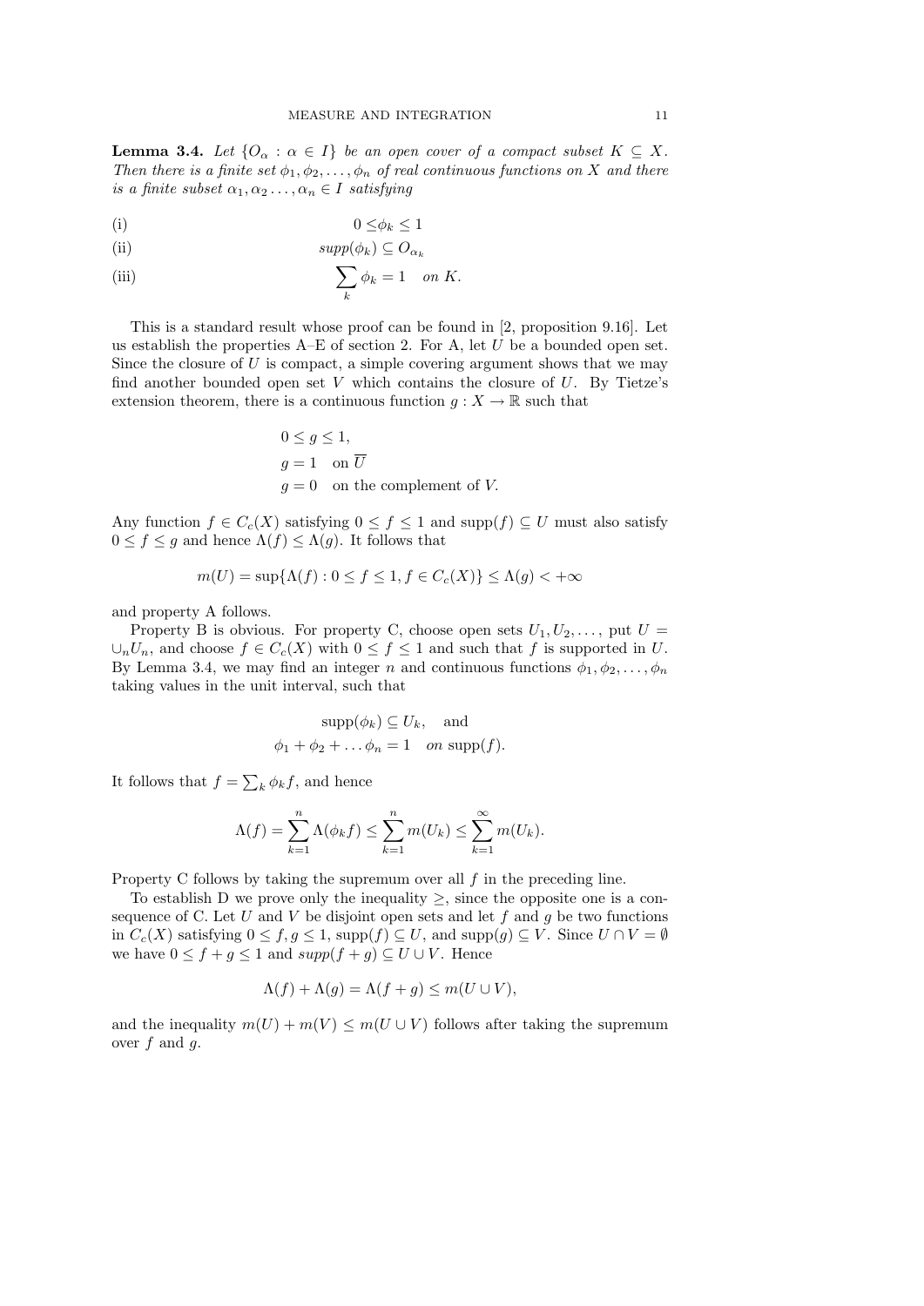**Lemma 3.4.** *Let $\{O_\alpha : \alpha \in I\}$ be an open cover of a compact subset $K \subseteq X$. Then there is a finite set $\phi_1, \phi_2, \ldots, \phi_n$ of real continuous functions on $X$ and there is a finite subset $\alpha_1, \alpha_2 \ldots, \alpha_n \in I$ satisfying*

(i) $$0 \leq \phi_k \leq 1$$

(ii) $$supp(\phi_k) \subseteq O_{\alpha_k}$$

(iii) $$\sum_k \phi_k = 1 \quad on\ K.$$

This is a standard result whose proof can be found in [2, proposition 9.16]. Let us establish the properties A–E of section 2. For A, let $U$ be a bounded open set. Since the closure of $U$ is compact, a simple covering argument shows that we may find another bounded open set $V$ which contains the closure of $U$. By Tietze's extension theorem, there is a continuous function $g : X \to \mathbb{R}$ such that

$$\begin{aligned} &0 \leq g \leq 1, \\ &g = 1 \quad \text{on } \overline{U} \\ &g = 0 \quad \text{on the complement of } V. \end{aligned}$$

Any function $f \in C_c(X)$ satisfying $0 \leq f \leq 1$ and $\text{supp}(f) \subseteq U$ must also satisfy $0 \leq f \leq g$ and hence $\Lambda(f) \leq \Lambda(g)$. It follows that

$$m(U) = \sup\{\Lambda(f) : 0 \leq f \leq 1, f \in C_c(X)\} \leq \Lambda(g) < +\infty$$

and property A follows.

Property B is obvious. For property C, choose open sets $U_1, U_2, \ldots$, put $U = \cup_n U_n$, and choose $f \in C_c(X)$ with $0 \leq f \leq 1$ and such that $f$ is supported in $U$. By Lemma 3.4, we may find an integer $n$ and continuous functions $\phi_1, \phi_2, \ldots, \phi_n$ taking values in the unit interval, such that

$$\begin{aligned} \text{supp}(\phi_k) \subseteq U_k, \quad \text{and} \\ \phi_1 + \phi_2 + \ldots \phi_n = 1 \quad on\ \text{supp}(f). \end{aligned}$$

It follows that $f = \sum_k \phi_k f$, and hence

$$\Lambda(f) = \sum_{k=1}^{n} \Lambda(\phi_k f) \leq \sum_{k=1}^{n} m(U_k) \leq \sum_{k=1}^{\infty} m(U_k).$$

Property C follows by taking the supremum over all $f$ in the preceding line.

To establish D we prove only the inequality $\geq$, since the opposite one is a consequence of C. Let $U$ and $V$ be disjoint open sets and let $f$ and $g$ be two functions in $C_c(X)$ satisfying $0 \leq f, g \leq 1$, $\text{supp}(f) \subseteq U$, and $\text{supp}(g) \subseteq V$. Since $U \cap V = \emptyset$ we have $0 \leq f + g \leq 1$ and $supp(f + g) \subseteq U \cup V$. Hence

$$\Lambda(f) + \Lambda(g) = \Lambda(f + g) \leq m(U \cup V),$$

and the inequality $m(U) + m(V) \leq m(U \cup V)$ follows after taking the supremum over $f$ and $g$.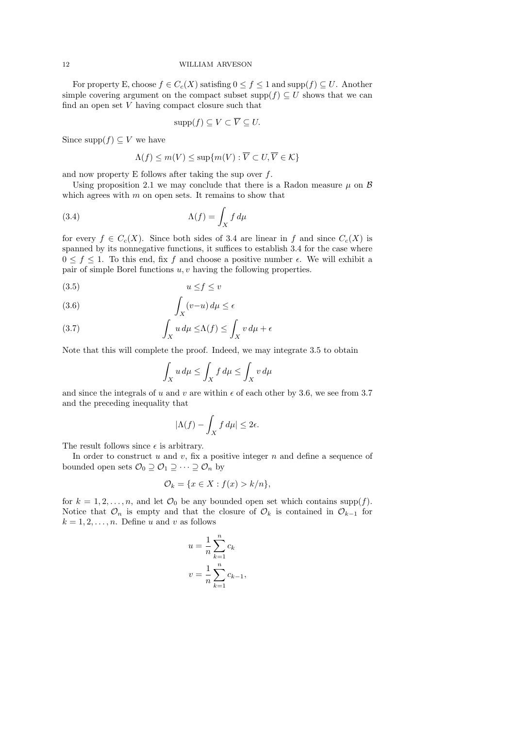For property E, choose $f \in C_c(X)$ satisfing $0 \leq f \leq 1$ and $\operatorname{supp}(f) \subseteq U$. Another simple covering argument on the compact subset $\operatorname{supp}(f) \subseteq U$ shows that we can find an open set $V$ having compact closure such that

$$\operatorname{supp}(f) \subseteq V \subset \overline{V} \subseteq U.$$

Since $\operatorname{supp}(f) \subseteq V$ we have

$$\Lambda(f) \leq m(V) \leq \sup\{m(V) : \overline{V} \subset U, \overline{V} \in \mathcal{K}\}$$

and now property E follows after taking the sup over $f$.

Using proposition 2.1 we may conclude that there is a Radon measure $\mu$ on $\mathcal{B}$ which agrees with $m$ on open sets. It remains to show that

$$\Lambda(f) = \int_X f \, d\mu \tag{3.4}$$

for every $f \in C_c(X)$. Since both sides of 3.4 are linear in $f$ and since $C_c(X)$ is spanned by its nonnegative functions, it suffices to establish 3.4 for the case where $0 \leq f \leq 1$. To this end, fix $f$ and choose a positive number $\epsilon$. We will exhibit a pair of simple Borel functions $u, v$ having the following properties.

$$u \leq f \leq v \tag{3.5}$$

$$\int_X (v - u) \, d\mu \leq \epsilon \tag{3.6}$$

$$\int_X u \, d\mu \leq \Lambda(f) \leq \int_X v \, d\mu + \epsilon \tag{3.7}$$

Note that this will complete the proof. Indeed, we may integrate 3.5 to obtain

$$\int_X u \, d\mu \leq \int_X f \, d\mu \leq \int_X v \, d\mu$$

and since the integrals of $u$ and $v$ are within $\epsilon$ of each other by 3.6, we see from 3.7 and the preceding inequality that

$$|\Lambda(f) - \int_X f \, d\mu| \leq 2\epsilon.$$

The result follows since $\epsilon$ is arbitrary.

In order to construct $u$ and $v$, fix a positive integer $n$ and define a sequence of bounded open sets $\mathcal{O}_0 \supseteq \mathcal{O}_1 \supseteq \cdots \supseteq \mathcal{O}_n$ by

$$\mathcal{O}_k = \{x \in X : f(x) > k/n\},$$

for $k = 1, 2, \ldots, n$, and let $\mathcal{O}_0$ be any bounded open set which contains $\operatorname{supp}(f)$. Notice that $\mathcal{O}_n$ is empty and that the closure of $\mathcal{O}_k$ is contained in $\mathcal{O}_{k-1}$ for $k = 1, 2, \ldots, n$. Define $u$ and $v$ as follows

$$u = \frac{1}{n} \sum_{k=1}^{n} c_k$$

$$v = \frac{1}{n} \sum_{k=1}^{n} c_{k-1},$$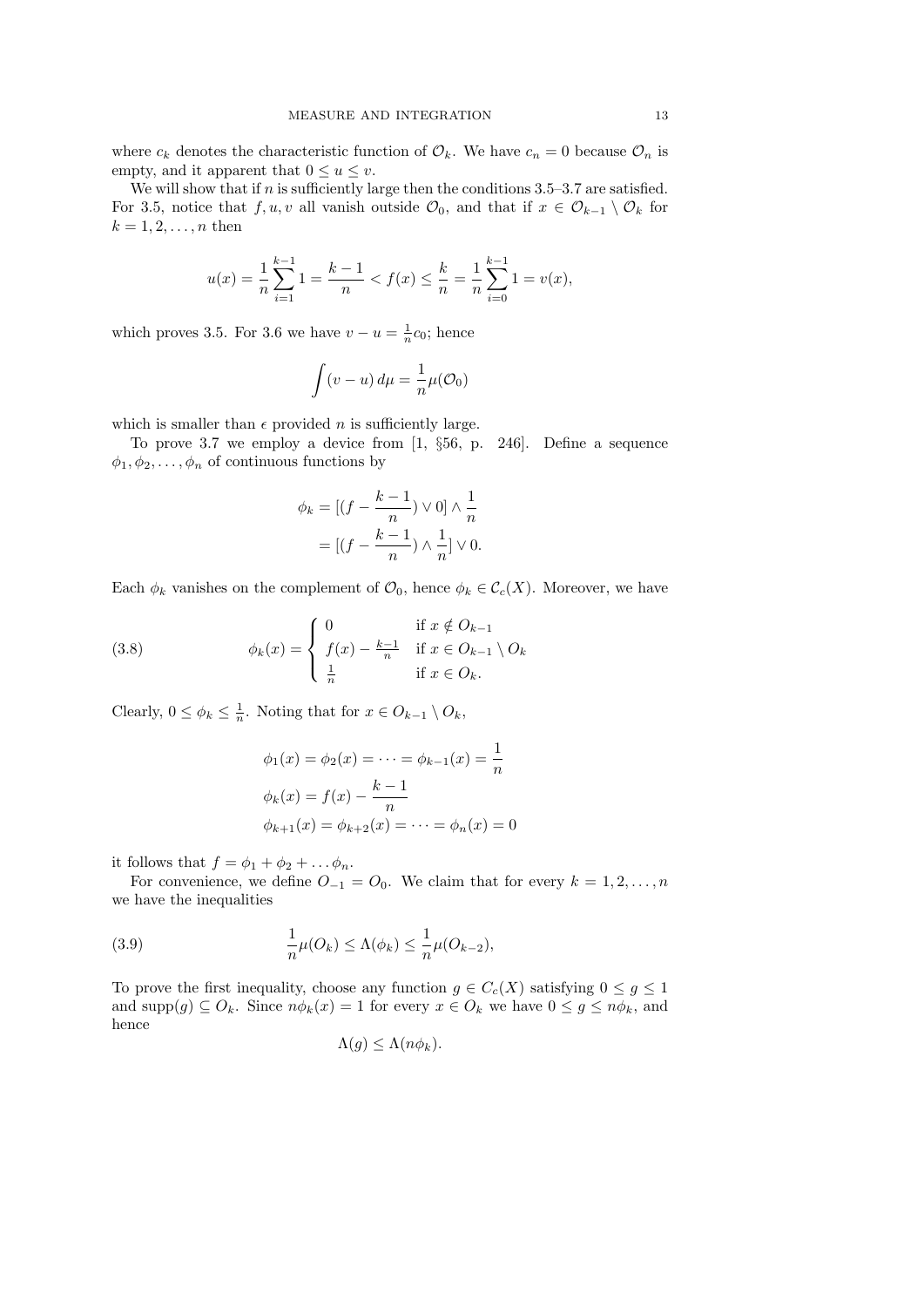where $c_k$ denotes the characteristic function of $\mathcal{O}_k$. We have $c_n = 0$ because $\mathcal{O}_n$ is empty, and it apparent that $0 \leq u \leq v$.

We will show that if $n$ is sufficiently large then the conditions 3.5–3.7 are satisfied. For 3.5, notice that $f, u, v$ all vanish outside $\mathcal{O}_0$, and that if $x \in \mathcal{O}_{k-1} \setminus \mathcal{O}_k$ for $k = 1, 2, \dots, n$ then

$$u(x) = \frac{1}{n}\sum_{i=1}^{k-1} 1 = \frac{k-1}{n} < f(x) \leq \frac{k}{n} = \frac{1}{n}\sum_{i=0}^{k-1} 1 = v(x),$$

which proves 3.5. For 3.6 we have $v - u = \frac{1}{n}c_0$; hence

$$\int (v-u)\, d\mu = \frac{1}{n}\mu(\mathcal{O}_0)$$

which is smaller than $\epsilon$ provided $n$ is sufficiently large.

To prove 3.7 we employ a device from [1, §56, p. 246]. Define a sequence $\phi_1, \phi_2, \dots, \phi_n$ of continuous functions by

$$\begin{aligned} \phi_k &= [(f - \frac{k-1}{n}) \vee 0] \wedge \frac{1}{n} \\ &= [(f - \frac{k-1}{n}) \wedge \frac{1}{n}] \vee 0. \end{aligned}$$

Each $\phi_k$ vanishes on the complement of $\mathcal{O}_0$, hence $\phi_k \in \mathcal{C}_c(X)$. Moreover, we have

$$\phi_k(x) = \begin{cases} 0 & \text{if } x \notin O_{k-1} \\ f(x) - \frac{k-1}{n} & \text{if } x \in O_{k-1} \setminus O_k \\ \frac{1}{n} & \text{if } x \in O_k. \end{cases} \tag{3.8}$$

Clearly, $0 \leq \phi_k \leq \frac{1}{n}$. Noting that for $x \in O_{k-1} \setminus O_k$,

$$\begin{aligned} \phi_1(x) &= \phi_2(x) = \dots = \phi_{k-1}(x) = \frac{1}{n} \\ \phi_k(x) &= f(x) - \frac{k-1}{n} \\ \phi_{k+1}(x) &= \phi_{k+2}(x) = \dots = \phi_n(x) = 0 \end{aligned}$$

it follows that $f = \phi_1 + \phi_2 + \dots \phi_n$.

For convenience, we define $O_{-1} = O_0$. We claim that for every $k = 1, 2, \dots, n$ we have the inequalities

$$\frac{1}{n}\mu(O_k) \leq \Lambda(\phi_k) \leq \frac{1}{n}\mu(O_{k-2}), \tag{3.9}$$

To prove the first inequality, choose any function $g \in C_c(X)$ satisfying $0 \leq g \leq 1$ and $\operatorname{supp}(g) \subseteq O_k$. Since $n\phi_k(x) = 1$ for every $x \in O_k$ we have $0 \leq g \leq n\phi_k$, and hence

$$\Lambda(g) \leq \Lambda(n\phi_k).$$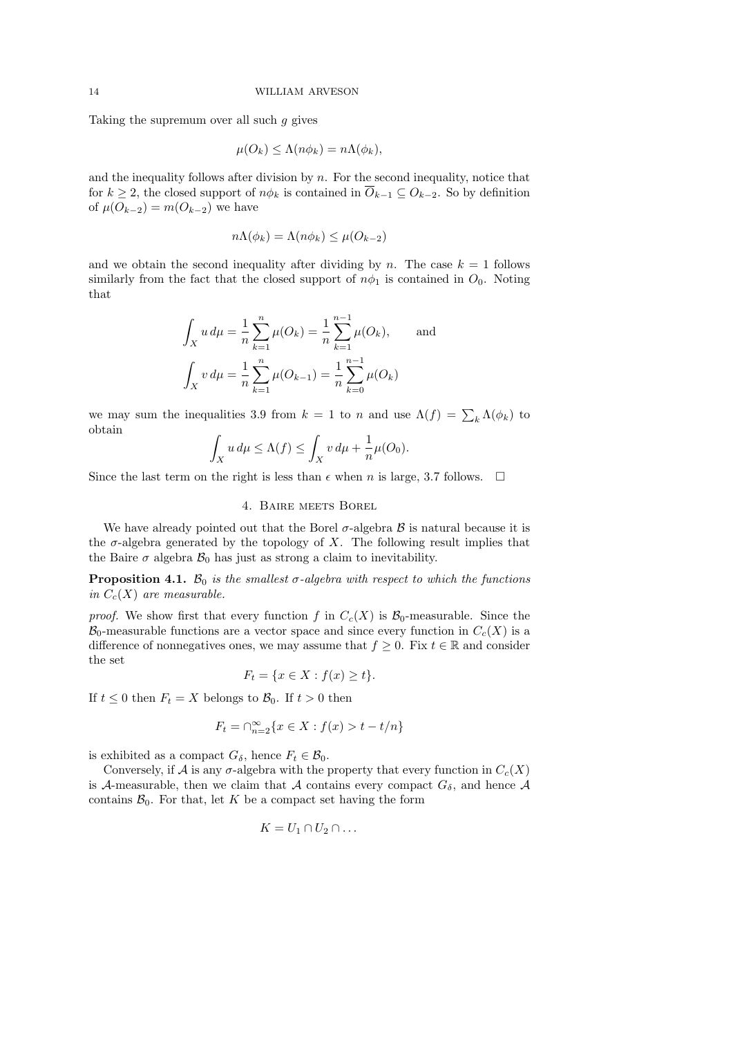Taking the supremum over all such $g$ gives

$$\mu(O_k) \leq \Lambda(n\phi_k) = n\Lambda(\phi_k),$$

and the inequality follows after division by $n$. For the second inequality, notice that for $k \geq 2$, the closed support of $n\phi_k$ is contained in $\overline{O}_{k-1} \subseteq O_{k-2}$. So by definition of $\mu(O_{k-2}) = m(O_{k-2})$ we have

$$n\Lambda(\phi_k) = \Lambda(n\phi_k) \leq \mu(O_{k-2})$$

and we obtain the second inequality after dividing by $n$. The case $k = 1$ follows similarly from the fact that the closed support of $n\phi_1$ is contained in $O_0$. Noting that

$$\int_X u \, d\mu = \frac{1}{n}\sum_{k=1}^{n} \mu(O_k) = \frac{1}{n}\sum_{k=1}^{n-1} \mu(O_k), \qquad \text{and}$$

$$\int_X v \, d\mu = \frac{1}{n}\sum_{k=1}^{n} \mu(O_{k-1}) = \frac{1}{n}\sum_{k=0}^{n-1} \mu(O_k)$$

we may sum the inequalities 3.9 from $k = 1$ to $n$ and use $\Lambda(f) = \sum_k \Lambda(\phi_k)$ to obtain

$$\int_X u \, d\mu \leq \Lambda(f) \leq \int_X v \, d\mu + \frac{1}{n}\mu(O_0).$$

Since the last term on the right is less than $\epsilon$ when $n$ is large, 3.7 follows. $\square$

## 4. Baire meets Borel

We have already pointed out that the Borel $\sigma$-algebra $\mathcal{B}$ is natural because it is the $\sigma$-algebra generated by the topology of $X$. The following result implies that the Baire $\sigma$ algebra $\mathcal{B}_0$ has just as strong a claim to inevitability.

**Proposition 4.1.** *$\mathcal{B}_0$ is the smallest $\sigma$-algebra with respect to which the functions in $C_c(X)$ are measurable.*

*proof.* We show first that every function $f$ in $C_c(X)$ is $\mathcal{B}_0$-measurable. Since the $\mathcal{B}_0$-measurable functions are a vector space and since every function in $C_c(X)$ is a difference of nonnegatives ones, we may assume that $f \geq 0$. Fix $t \in \mathbb{R}$ and consider the set

$$F_t = \{x \in X : f(x) \geq t\}.$$

If $t \leq 0$ then $F_t = X$ belongs to $\mathcal{B}_0$. If $t > 0$ then

$$F_t = \cap_{n=2}^{\infty}\{x \in X : f(x) > t - t/n\}$$

is exhibited as a compact $G_\delta$, hence $F_t \in \mathcal{B}_0$.

Conversely, if $\mathcal{A}$ is any $\sigma$-algebra with the property that every function in $C_c(X)$ is $\mathcal{A}$-measurable, then we claim that $\mathcal{A}$ contains every compact $G_\delta$, and hence $\mathcal{A}$ contains $\mathcal{B}_0$. For that, let $K$ be a compact set having the form

$$K = U_1 \cap U_2 \cap \dots$$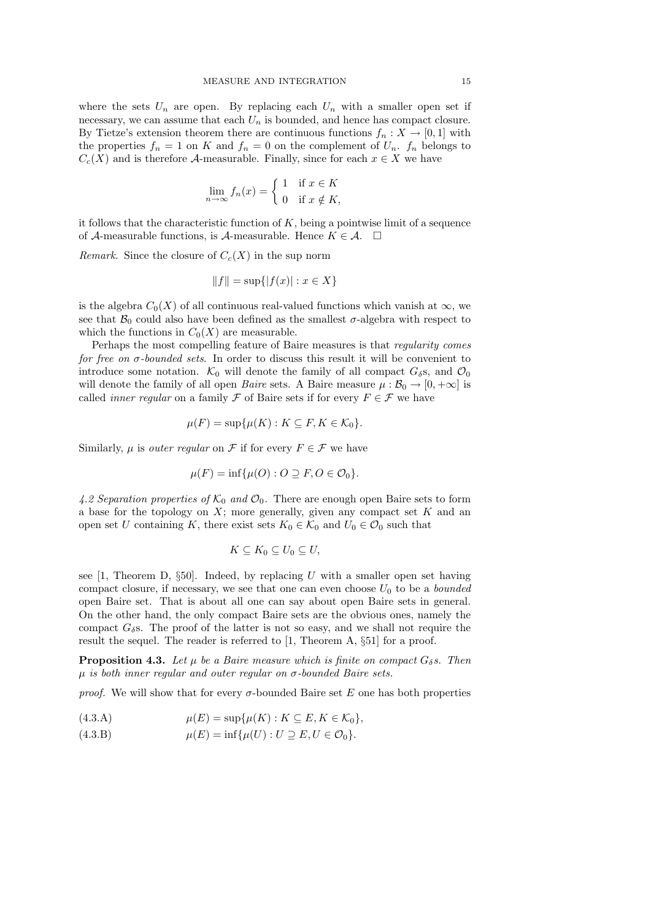where the sets $U_n$ are open. By replacing each $U_n$ with a smaller open set if necessary, we can assume that each $U_n$ is bounded, and hence has compact closure. By Tietze's extension theorem there are continuous functions $f_n : X \to [0, 1]$ with the properties $f_n = 1$ on $K$ and $f_n = 0$ on the complement of $U_n$. $f_n$ belongs to $C_c(X)$ and is therefore $\mathcal{A}$-measurable. Finally, since for each $x \in X$ we have

$$\lim_{n\to\infty} f_n(x) = \begin{cases} 1 & \text{if } x \in K \\ 0 & \text{if } x \notin K, \end{cases}$$

it follows that the characteristic function of $K$, being a pointwise limit of a sequence of $\mathcal{A}$-measurable functions, is $\mathcal{A}$-measurable. Hence $K \in \mathcal{A}$. $\square$

*Remark.* Since the closure of $C_c(X)$ in the sup norm

$$\|f\| = \sup\{|f(x)| : x \in X\}$$

is the algebra $C_0(X)$ of all continuous real-valued functions which vanish at $\infty$, we see that $\mathcal{B}_0$ could also have been defined as the smallest $\sigma$-algebra with respect to which the functions in $C_0(X)$ are measurable.

Perhaps the most compelling feature of Baire measures is that *regularity comes for free on $\sigma$-bounded sets*. In order to discuss this result it will be convenient to introduce some notation. $\mathcal{K}_0$ will denote the family of all compact $G_\delta$s, and $\mathcal{O}_0$ will denote the family of all open *Baire* sets. A Baire measure $\mu : \mathcal{B}_0 \to [0, +\infty]$ is called *inner regular* on a family $\mathcal{F}$ of Baire sets if for every $F \in \mathcal{F}$ we have

$$\mu(F) = \sup\{\mu(K) : K \subseteq F, K \in \mathcal{K}_0\}.$$

Similarly, $\mu$ is *outer regular* on $\mathcal{F}$ if for every $F \in \mathcal{F}$ we have

$$\mu(F) = \inf\{\mu(O) : O \supseteq F, O \in \mathcal{O}_0\}.$$

*4.2 Separation properties of $\mathcal{K}_0$ and $\mathcal{O}_0$.* There are enough open Baire sets to form a base for the topology on $X$; more generally, given any compact set $K$ and an open set $U$ containing $K$, there exist sets $K_0 \in \mathcal{K}_0$ and $U_0 \in \mathcal{O}_0$ such that

$$K \subseteq K_0 \subseteq U_0 \subseteq U,$$

see [1, Theorem D, §50]. Indeed, by replacing $U$ with a smaller open set having compact closure, if necessary, we see that one can even choose $U_0$ to be a *bounded* open Baire set. That is about all one can say about open Baire sets in general. On the other hand, the only compact Baire sets are the obvious ones, namely the compact $G_\delta$s. The proof of the latter is not so easy, and we shall not require the result the sequel. The reader is referred to [1, Theorem A, §51] for a proof.

**Proposition 4.3.** *Let $\mu$ be a Baire measure which is finite on compact $G_\delta$s. Then $\mu$ is both inner regular and outer regular on $\sigma$-bounded Baire sets.*

*proof.* We will show that for every $\sigma$-bounded Baire set $E$ one has both properties

$$\mu(E) = \sup\{\mu(K) : K \subseteq E, K \in \mathcal{K}_0\}, \tag{4.3.A}$$

$$\mu(E) = \inf\{\mu(U) : U \supseteq E, U \in \mathcal{O}_0\}. \tag{4.3.B}$$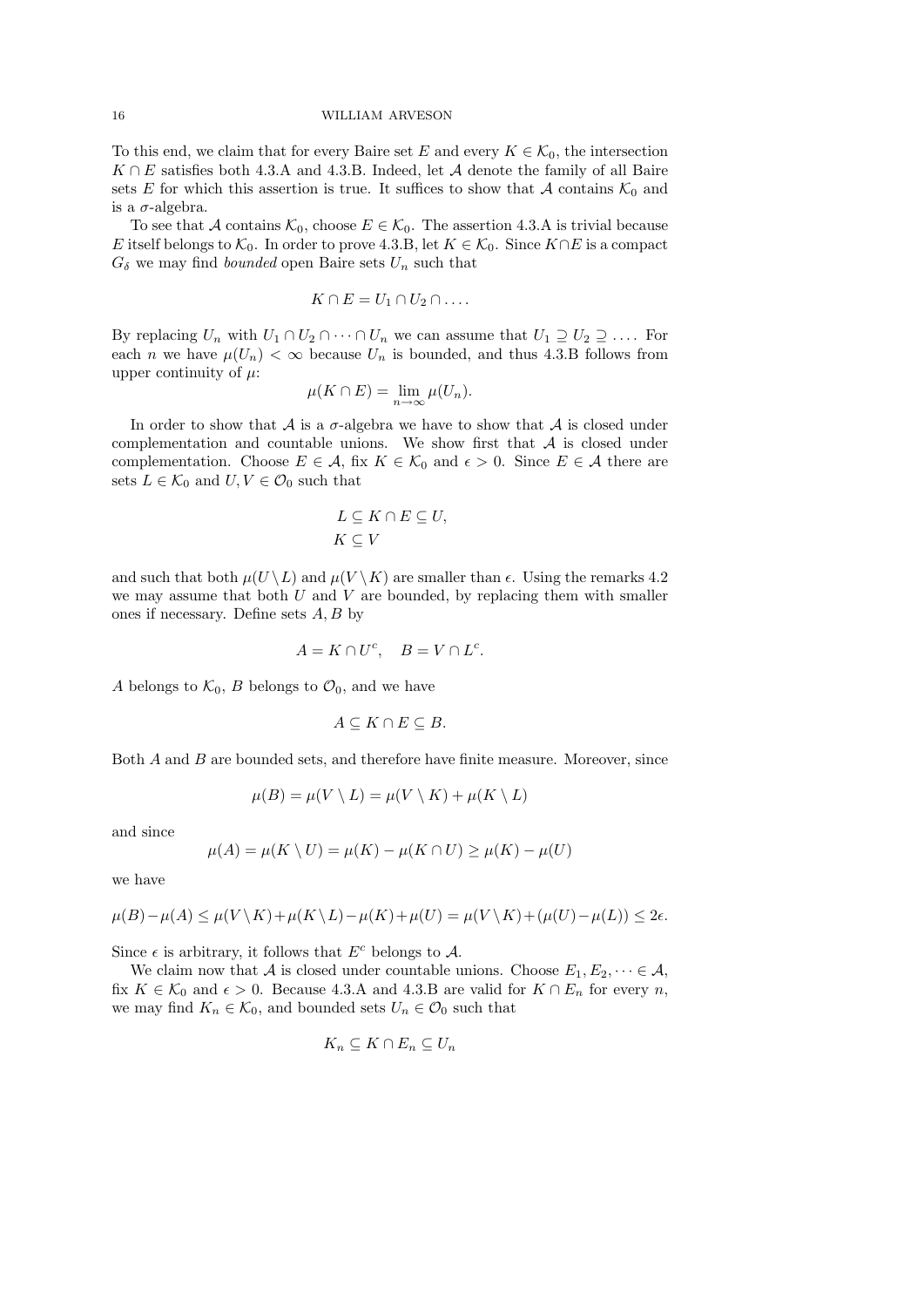To this end, we claim that for every Baire set $E$ and every $K \in \mathcal{K}_0$, the intersection $K \cap E$ satisfies both 4.3.A and 4.3.B. Indeed, let $\mathcal{A}$ denote the family of all Baire sets $E$ for which this assertion is true. It suffices to show that $\mathcal{A}$ contains $\mathcal{K}_0$ and is a $\sigma$-algebra.

To see that $\mathcal{A}$ contains $\mathcal{K}_0$, choose $E \in \mathcal{K}_0$. The assertion 4.3.A is trivial because $E$ itself belongs to $\mathcal{K}_0$. In order to prove 4.3.B, let $K \in \mathcal{K}_0$. Since $K \cap E$ is a compact $G_\delta$ we may find *bounded* open Baire sets $U_n$ such that

$$K \cap E = U_1 \cap U_2 \cap \dots .$$

By replacing $U_n$ with $U_1 \cap U_2 \cap \dots \cap U_n$ we can assume that $U_1 \supseteq U_2 \supseteq \dots$. For each $n$ we have $\mu(U_n) < \infty$ because $U_n$ is bounded, and thus 4.3.B follows from upper continuity of $\mu$:

$$\mu(K \cap E) = \lim_{n \to \infty} \mu(U_n).$$

In order to show that $\mathcal{A}$ is a $\sigma$-algebra we have to show that $\mathcal{A}$ is closed under complementation and countable unions. We show first that $\mathcal{A}$ is closed under complementation. Choose $E \in \mathcal{A}$, fix $K \in \mathcal{K}_0$ and $\epsilon > 0$. Since $E \in \mathcal{A}$ there are sets $L \in \mathcal{K}_0$ and $U, V \in \mathcal{O}_0$ such that

$$L \subseteq K \cap E \subseteq U,$$
$$K \subseteq V$$

and such that both $\mu(U \setminus L)$ and $\mu(V \setminus K)$ are smaller than $\epsilon$. Using the remarks 4.2 we may assume that both $U$ and $V$ are bounded, by replacing them with smaller ones if necessary. Define sets $A, B$ by

$$A = K \cap U^c, \quad B = V \cap L^c.$$

$A$ belongs to $\mathcal{K}_0$, $B$ belongs to $\mathcal{O}_0$, and we have

$$A \subseteq K \cap E \subseteq B.$$

Both $A$ and $B$ are bounded sets, and therefore have finite measure. Moreover, since

$$\mu(B) = \mu(V \setminus L) = \mu(V \setminus K) + \mu(K \setminus L)$$

and since

$$\mu(A) = \mu(K \setminus U) = \mu(K) - \mu(K \cap U) \geq \mu(K) - \mu(U)$$

we have

$$\mu(B) - \mu(A) \leq \mu(V \setminus K) + \mu(K \setminus L) - \mu(K) + \mu(U) = \mu(V \setminus K) + (\mu(U) - \mu(L)) \leq 2\epsilon.$$

Since $\epsilon$ is arbitrary, it follows that $E^c$ belongs to $\mathcal{A}$.

We claim now that $\mathcal{A}$ is closed under countable unions. Choose $E_1, E_2, \dots \in \mathcal{A}$, fix $K \in \mathcal{K}_0$ and $\epsilon > 0$. Because 4.3.A and 4.3.B are valid for $K \cap E_n$ for every $n$, we may find $K_n \in \mathcal{K}_0$, and bounded sets $U_n \in \mathcal{O}_0$ such that

$$K_n \subseteq K \cap E_n \subseteq U_n$$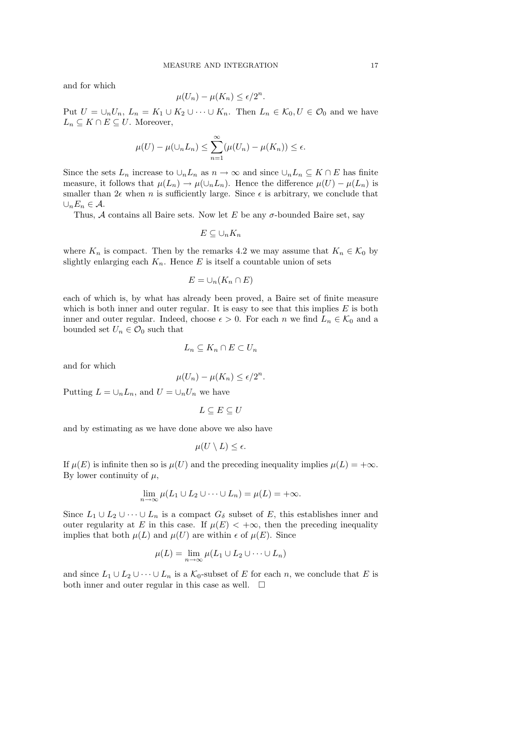and for which

$$\mu(U_n) - \mu(K_n) \leq \epsilon/2^n.$$

Put $U = \cup_n U_n$, $L_n = K_1 \cup K_2 \cup \cdots \cup K_n$. Then $L_n \in \mathcal{K}_0, U \in \mathcal{O}_0$ and we have $L_n \subseteq K \cap E \subseteq U$. Moreover,

$$\mu(U) - \mu(\cup_n L_n) \leq \sum_{n=1}^{\infty} (\mu(U_n) - \mu(K_n)) \leq \epsilon.$$

Since the sets $L_n$ increase to $\cup_n L_n$ as $n \to \infty$ and since $\cup_n L_n \subseteq K \cap E$ has finite measure, it follows that $\mu(L_n) \to \mu(\cup_n L_n)$. Hence the difference $\mu(U) - \mu(L_n)$ is smaller than $2\epsilon$ when $n$ is sufficiently large. Since $\epsilon$ is arbitrary, we conclude that $\cup_n E_n \in \mathcal{A}$.

Thus, $\mathcal{A}$ contains all Baire sets. Now let $E$ be any $\sigma$-bounded Baire set, say

$$E \subseteq \cup_n K_n$$

where $K_n$ is compact. Then by the remarks 4.2 we may assume that $K_n \in \mathcal{K}_0$ by slightly enlarging each $K_n$. Hence $E$ is itself a countable union of sets

$$E = \cup_n (K_n \cap E)$$

each of which is, by what has already been proved, a Baire set of finite measure which is both inner and outer regular. It is easy to see that this implies $E$ is both inner and outer regular. Indeed, choose $\epsilon > 0$. For each $n$ we find $L_n \in \mathcal{K}_0$ and a bounded set $U_n \in \mathcal{O}_0$ such that

$$L_n \subseteq K_n \cap E \subset U_n$$

and for which

$$\mu(U_n) - \mu(K_n) \leq \epsilon/2^n.$$

Putting $L = \cup_n L_n$, and $U = \cup_n U_n$ we have

$$L \subseteq E \subseteq U$$

and by estimating as we have done above we also have

$$\mu(U \setminus L) \leq \epsilon.$$

If $\mu(E)$ is infinite then so is $\mu(U)$ and the preceding inequality implies $\mu(L) = +\infty$. By lower continuity of $\mu$,

$$\lim_{n \to \infty} \mu(L_1 \cup L_2 \cup \cdots \cup L_n) = \mu(L) = +\infty.$$

Since $L_1 \cup L_2 \cup \cdots \cup L_n$ is a compact $G_\delta$ subset of $E$, this establishes inner and outer regularity at $E$ in this case. If $\mu(E) < +\infty$, then the preceding inequality implies that both $\mu(L)$ and $\mu(U)$ are within $\epsilon$ of $\mu(E)$. Since

$$\mu(L) = \lim_{n \to \infty} \mu(L_1 \cup L_2 \cup \cdots \cup L_n)$$

and since $L_1 \cup L_2 \cup \cdots \cup L_n$ is a $\mathcal{K}_0$-subset of $E$ for each $n$, we conclude that $E$ is both inner and outer regular in this case as well. $\square$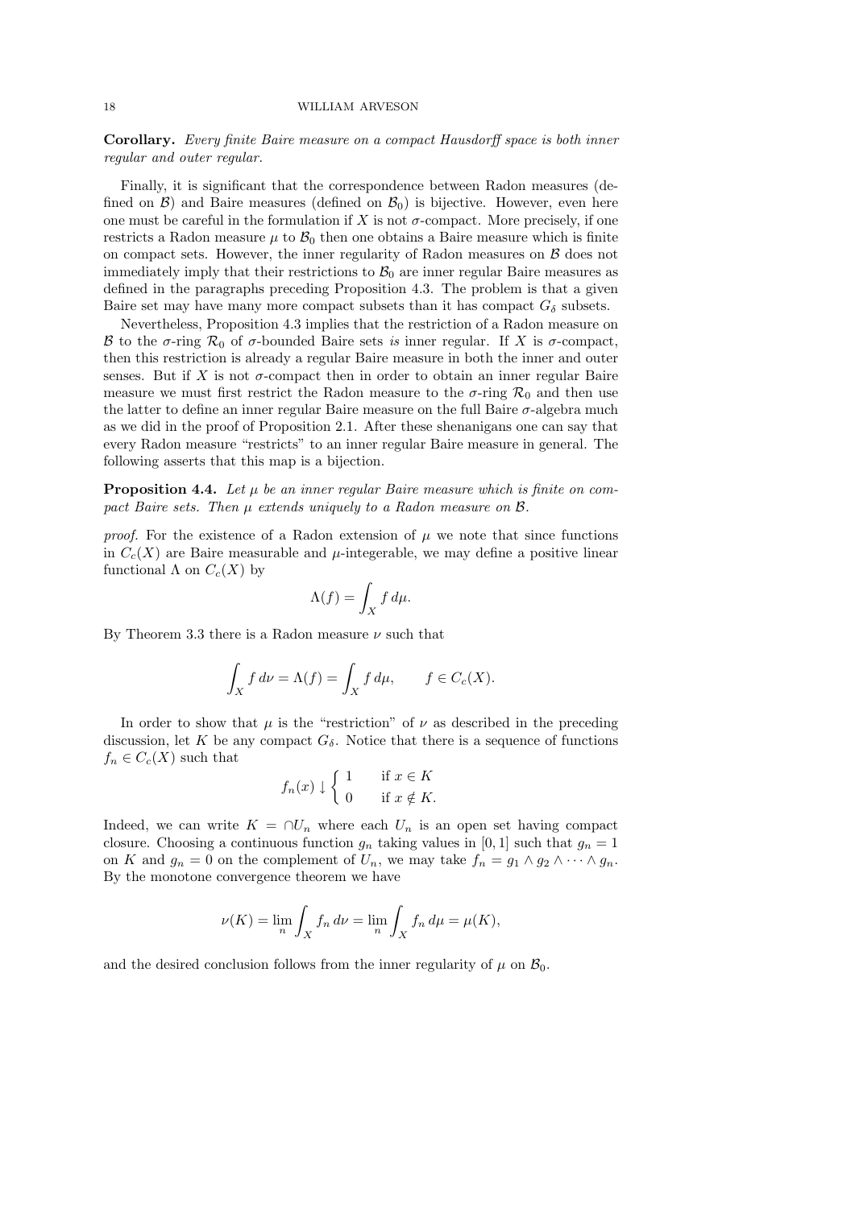**Corollary.** *Every finite Baire measure on a compact Hausdorff space is both inner regular and outer regular.*

Finally, it is significant that the correspondence between Radon measures (defined on $\mathcal{B}$) and Baire measures (defined on $\mathcal{B}_0$) is bijective. However, even here one must be careful in the formulation if $X$ is not $\sigma$-compact. More precisely, if one restricts a Radon measure $\mu$ to $\mathcal{B}_0$ then one obtains a Baire measure which is finite on compact sets. However, the inner regularity of Radon measures on $\mathcal{B}$ does not immediately imply that their restrictions to $\mathcal{B}_0$ are inner regular Baire measures as defined in the paragraphs preceding Proposition 4.3. The problem is that a given Baire set may have many more compact subsets than it has compact $G_\delta$ subsets.

Nevertheless, Proposition 4.3 implies that the restriction of a Radon measure on $\mathcal{B}$ to the $\sigma$-ring $\mathcal{R}_0$ of $\sigma$-bounded Baire sets *is* inner regular. If $X$ is $\sigma$-compact, then this restriction is already a regular Baire measure in both the inner and outer senses. But if $X$ is not $\sigma$-compact then in order to obtain an inner regular Baire measure we must first restrict the Radon measure to the $\sigma$-ring $\mathcal{R}_0$ and then use the latter to define an inner regular Baire measure on the full Baire $\sigma$-algebra much as we did in the proof of Proposition 2.1. After these shenanigans one can say that every Radon measure "restricts" to an inner regular Baire measure in general. The following asserts that this map is a bijection.

**Proposition 4.4.** *Let $\mu$ be an inner regular Baire measure which is finite on compact Baire sets. Then $\mu$ extends uniquely to a Radon measure on $\mathcal{B}$.*

*proof.* For the existence of a Radon extension of $\mu$ we note that since functions in $C_c(X)$ are Baire measurable and $\mu$-integerable, we may define a positive linear functional $\Lambda$ on $C_c(X)$ by

$$\Lambda(f) = \int_X f \, d\mu.$$

By Theorem 3.3 there is a Radon measure $\nu$ such that

$$\int_X f \, d\nu = \Lambda(f) = \int_X f \, d\mu, \qquad f \in C_c(X).$$

In order to show that $\mu$ is the "restriction" of $\nu$ as described in the preceding discussion, let $K$ be any compact $G_\delta$. Notice that there is a sequence of functions $f_n \in C_c(X)$ such that

$$f_n(x) \downarrow \begin{cases} 1 & \text{if } x \in K \\ 0 & \text{if } x \notin K. \end{cases}$$

Indeed, we can write $K = \cap U_n$ where each $U_n$ is an open set having compact closure. Choosing a continuous function $g_n$ taking values in $[0,1]$ such that $g_n = 1$ on $K$ and $g_n = 0$ on the complement of $U_n$, we may take $f_n = g_1 \wedge g_2 \wedge \cdots \wedge g_n$. By the monotone convergence theorem we have

$$\nu(K) = \lim_n \int_X f_n \, d\nu = \lim_n \int_X f_n \, d\mu = \mu(K),$$

and the desired conclusion follows from the inner regularity of $\mu$ on $\mathcal{B}_0$.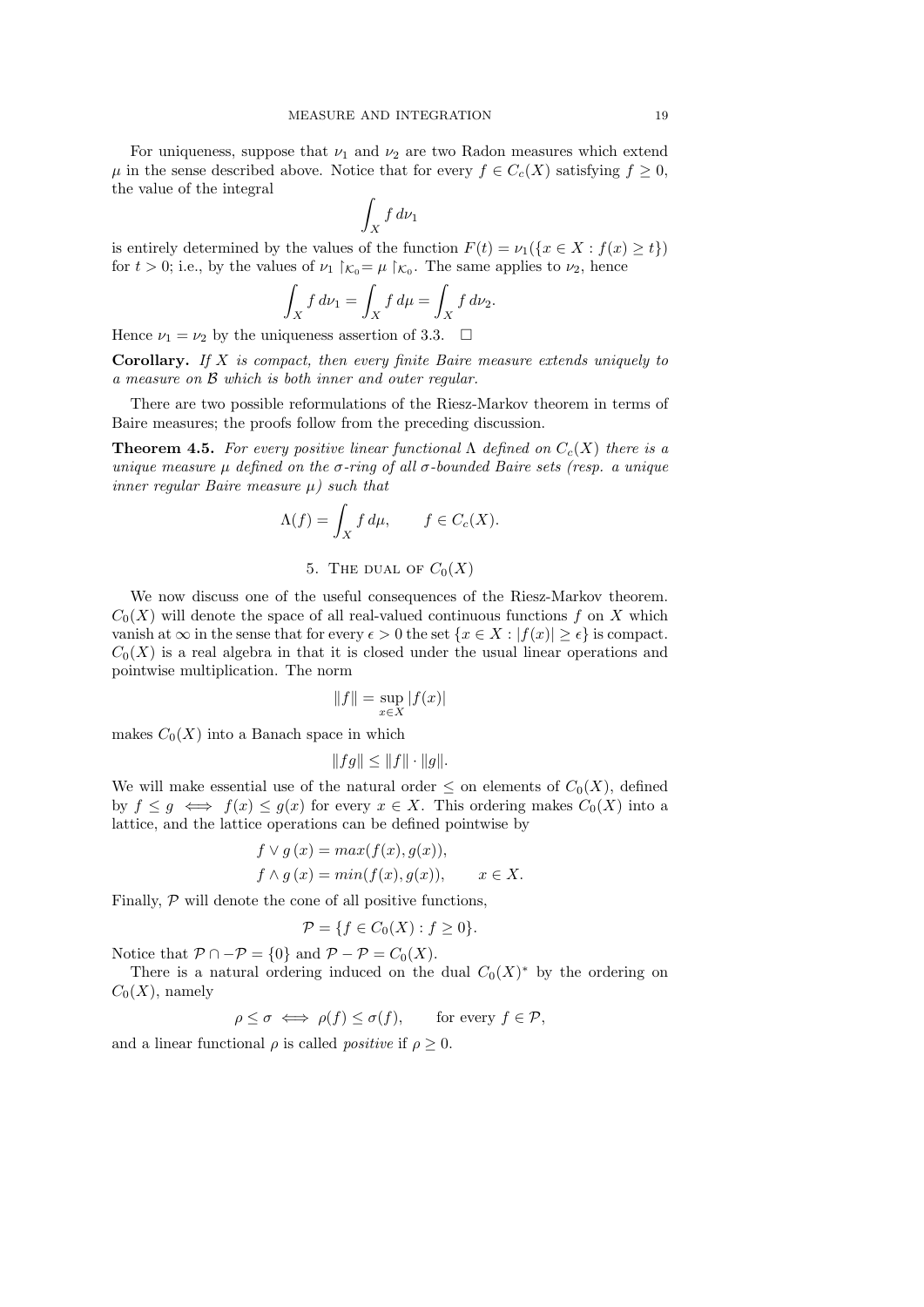For uniqueness, suppose that $\nu_1$ and $\nu_2$ are two Radon measures which extend $\mu$ in the sense described above. Notice that for every $f \in C_c(X)$ satisfying $f \geq 0$, the value of the integral

$$\int_X f \, d\nu_1$$

is entirely determined by the values of the function $F(t) = \nu_1(\{x \in X : f(x) \geq t\})$ for $t > 0$; i.e., by the values of $\nu_1 \restriction_{\mathcal{K}_0} = \mu \restriction_{\mathcal{K}_0}$. The same applies to $\nu_2$, hence

$$\int_X f \, d\nu_1 = \int_X f \, d\mu = \int_X f \, d\nu_2.$$

Hence $\nu_1 = \nu_2$ by the uniqueness assertion of 3.3. $\square$

**Corollary.** *If $X$ is compact, then every finite Baire measure extends uniquely to a measure on $\mathcal{B}$ which is both inner and outer regular.*

There are two possible reformulations of the Riesz-Markov theorem in terms of Baire measures; the proofs follow from the preceding discussion.

**Theorem 4.5.** *For every positive linear functional $\Lambda$ defined on $C_c(X)$ there is a unique measure $\mu$ defined on the $\sigma$-ring of all $\sigma$-bounded Baire sets (resp. a unique inner regular Baire measure $\mu$) such that*

$$\Lambda(f) = \int_X f \, d\mu, \qquad f \in C_c(X).$$

## 5. The dual of $C_0(X)$

We now discuss one of the useful consequences of the Riesz-Markov theorem. $C_0(X)$ will denote the space of all real-valued continuous functions $f$ on $X$ which vanish at $\infty$ in the sense that for every $\epsilon > 0$ the set $\{x \in X : |f(x)| \geq \epsilon\}$ is compact. $C_0(X)$ is a real algebra in that it is closed under the usual linear operations and pointwise multiplication. The norm

$$\|f\| = \sup_{x \in X} |f(x)|$$

makes $C_0(X)$ into a Banach space in which

$$\|fg\| \leq \|f\| \cdot \|g\|.$$

We will make essential use of the natural order $\leq$ on elements of $C_0(X)$, defined by $f \leq g \iff f(x) \leq g(x)$ for every $x \in X$. This ordering makes $C_0(X)$ into a lattice, and the lattice operations can be defined pointwise by

$$f \vee g\,(x) = max(f(x), g(x)),$$
$$f \wedge g\,(x) = min(f(x), g(x)), \qquad x \in X.$$

Finally, $\mathcal{P}$ will denote the cone of all positive functions,

$$\mathcal{P} = \{f \in C_0(X) : f \geq 0\}.$$

Notice that $\mathcal{P} \cap -\mathcal{P} = \{0\}$ and $\mathcal{P} - \mathcal{P} = C_0(X)$.

There is a natural ordering induced on the dual $C_0(X)^*$ by the ordering on $C_0(X)$, namely

$$\rho \leq \sigma \iff \rho(f) \leq \sigma(f), \qquad \text{for every } f \in \mathcal{P},$$

and a linear functional $\rho$ is called *positive* if $\rho \geq 0$.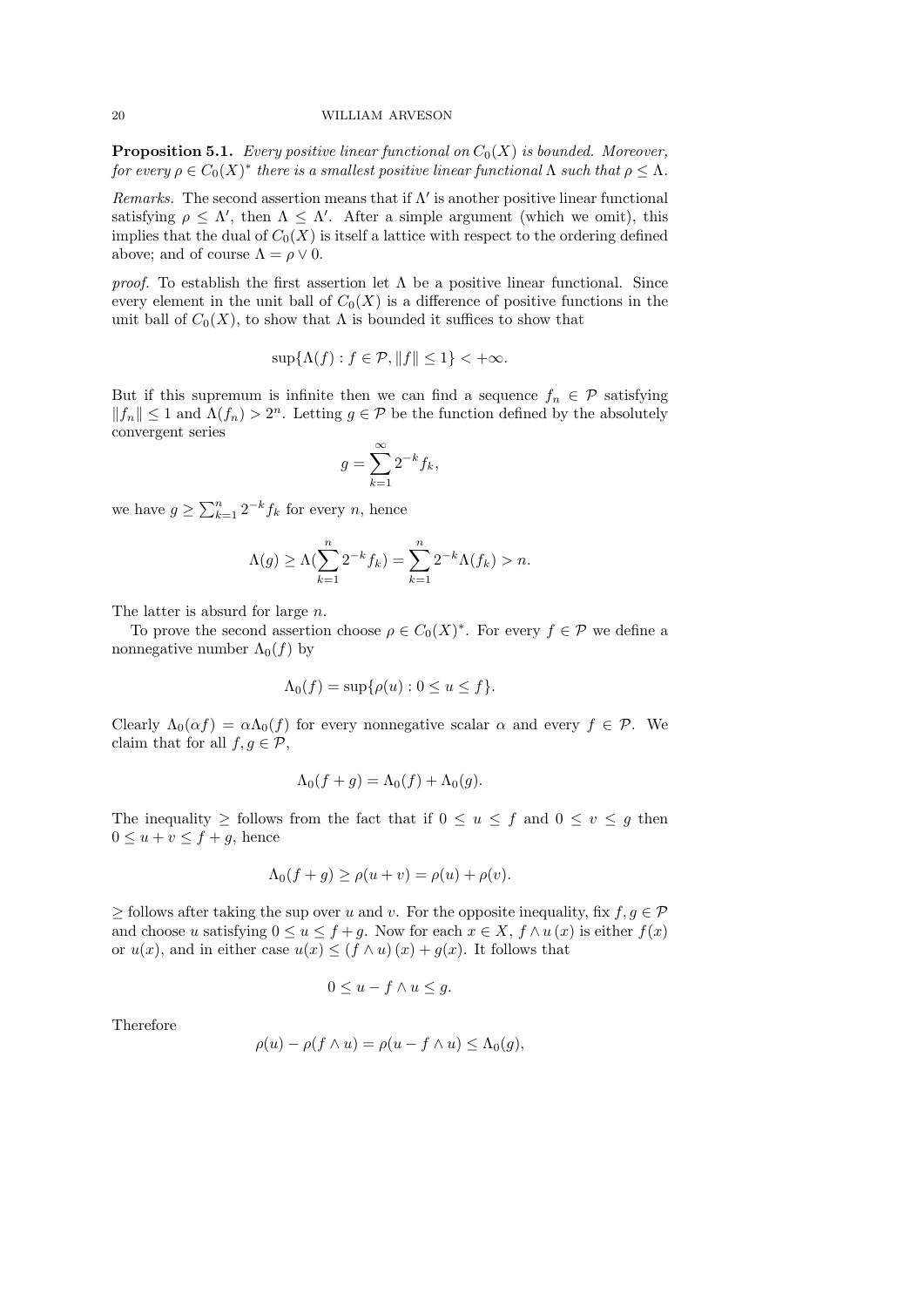**Proposition 5.1.** *Every positive linear functional on $C_0(X)$ is bounded. Moreover, for every $\rho \in C_0(X)^*$ there is a smallest positive linear functional $\Lambda$ such that $\rho \leq \Lambda$.*

*Remarks.* The second assertion means that if $\Lambda'$ is another positive linear functional satisfying $\rho \leq \Lambda'$, then $\Lambda \leq \Lambda'$. After a simple argument (which we omit), this implies that the dual of $C_0(X)$ is itself a lattice with respect to the ordering defined above; and of course $\Lambda = \rho \vee 0$.

*proof.* To establish the first assertion let $\Lambda$ be a positive linear functional. Since every element in the unit ball of $C_0(X)$ is a difference of positive functions in the unit ball of $C_0(X)$, to show that $\Lambda$ is bounded it suffices to show that

$$\sup\{\Lambda(f) : f \in \mathcal{P}, \|f\| \leq 1\} < +\infty.$$

But if this supremum is infinite then we can find a sequence $f_n \in \mathcal{P}$ satisfying $\|f_n\| \leq 1$ and $\Lambda(f_n) > 2^n$. Letting $g \in \mathcal{P}$ be the function defined by the absolutely convergent series

$$g = \sum_{k=1}^{\infty} 2^{-k} f_k,$$

we have $g \geq \sum_{k=1}^{n} 2^{-k} f_k$ for every $n$, hence

$$\Lambda(g) \geq \Lambda(\sum_{k=1}^{n} 2^{-k} f_k) = \sum_{k=1}^{n} 2^{-k} \Lambda(f_k) > n.$$

The latter is absurd for large $n$.

To prove the second assertion choose $\rho \in C_0(X)^*$. For every $f \in \mathcal{P}$ we define a nonnegative number $\Lambda_0(f)$ by

$$\Lambda_0(f) = \sup\{\rho(u) : 0 \leq u \leq f\}.$$

Clearly $\Lambda_0(\alpha f) = \alpha \Lambda_0(f)$ for every nonnegative scalar $\alpha$ and every $f \in \mathcal{P}$. We claim that for all $f, g \in \mathcal{P}$,

$$\Lambda_0(f + g) = \Lambda_0(f) + \Lambda_0(g).$$

The inequality $\geq$ follows from the fact that if $0 \leq u \leq f$ and $0 \leq v \leq g$ then $0 \leq u + v \leq f + g$, hence

$$\Lambda_0(f + g) \geq \rho(u + v) = \rho(u) + \rho(v).$$

$\geq$ follows after taking the sup over $u$ and $v$. For the opposite inequality, fix $f, g \in \mathcal{P}$ and choose $u$ satisfying $0 \leq u \leq f + g$. Now for each $x \in X$, $f \wedge u\,(x)$ is either $f(x)$ or $u(x)$, and in either case $u(x) \leq (f \wedge u)\,(x) + g(x)$. It follows that

$$0 \leq u - f \wedge u \leq g.$$

Therefore

$$\rho(u) - \rho(f \wedge u) = \rho(u - f \wedge u) \leq \Lambda_0(g),$$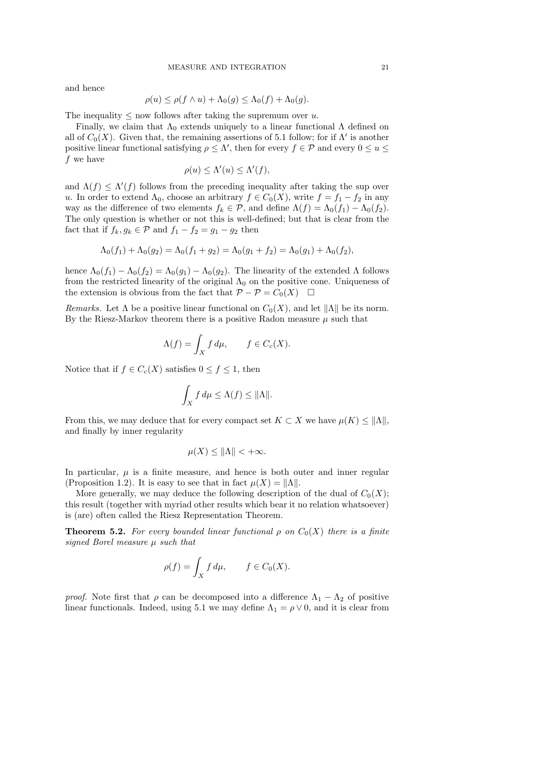and hence

$$\rho(u) \leq \rho(f \wedge u) + \Lambda_0(g) \leq \Lambda_0(f) + \Lambda_0(g).$$

The inequality $\leq$ now follows after taking the supremum over $u$.

Finally, we claim that $\Lambda_0$ extends uniquely to a linear functional $\Lambda$ defined on all of $C_0(X)$. Given that, the remaining assertions of 5.1 follow; for if $\Lambda'$ is another positive linear functional satisfying $\rho \leq \Lambda'$, then for every $f \in \mathcal{P}$ and every $0 \leq u \leq f$ we have

$$\rho(u) \leq \Lambda'(u) \leq \Lambda'(f),$$

and $\Lambda(f) \leq \Lambda'(f)$ follows from the preceding inequality after taking the sup over $u$. In order to extend $\Lambda_0$, choose an arbitrary $f \in C_0(X)$, write $f = f_1 - f_2$ in any way as the difference of two elements $f_k \in \mathcal{P}$, and define $\Lambda(f) = \Lambda_0(f_1) - \Lambda_0(f_2)$. The only question is whether or not this is well-defined; but that is clear from the fact that if $f_k, g_k \in \mathcal{P}$ and $f_1 - f_2 = g_1 - g_2$ then

$$\Lambda_0(f_1) + \Lambda_0(g_2) = \Lambda_0(f_1 + g_2) = \Lambda_0(g_1 + f_2) = \Lambda_0(g_1) + \Lambda_0(f_2),$$

hence $\Lambda_0(f_1) - \Lambda_0(f_2) = \Lambda_0(g_1) - \Lambda_0(g_2)$. The linearity of the extended $\Lambda$ follows from the restricted linearity of the original $\Lambda_0$ on the positive cone. Uniqueness of the extension is obvious from the fact that $\mathcal{P} - \mathcal{P} = C_0(X)$ □

*Remarks.* Let $\Lambda$ be a positive linear functional on $C_0(X)$, and let $\|\Lambda\|$ be its norm. By the Riesz-Markov theorem there is a positive Radon measure $\mu$ such that

$$\Lambda(f) = \int_X f \, d\mu, \qquad f \in C_c(X).$$

Notice that if $f \in C_c(X)$ satisfies $0 \leq f \leq 1$, then

$$\int_X f \, d\mu \leq \Lambda(f) \leq \|\Lambda\|.$$

From this, we may deduce that for every compact set $K \subset X$ we have $\mu(K) \leq \|\Lambda\|$, and finally by inner regularity

$$\mu(X) \leq \|\Lambda\| < +\infty.$$

In particular, $\mu$ is a finite measure, and hence is both outer and inner regular (Proposition 1.2). It is easy to see that in fact $\mu(X) = \|\Lambda\|$.

More generally, we may deduce the following description of the dual of $C_0(X)$; this result (together with myriad other results which bear it no relation whatsoever) is (are) often called the Riesz Representation Theorem.

**Theorem 5.2.** *For every bounded linear functional $\rho$ on $C_0(X)$ there is a finite signed Borel measure $\mu$ such that*

$$\rho(f) = \int_X f \, d\mu, \qquad f \in C_0(X).$$

*proof.* Note first that $\rho$ can be decomposed into a difference $\Lambda_1 - \Lambda_2$ of positive linear functionals. Indeed, using 5.1 we may define $\Lambda_1 = \rho \vee 0$, and it is clear from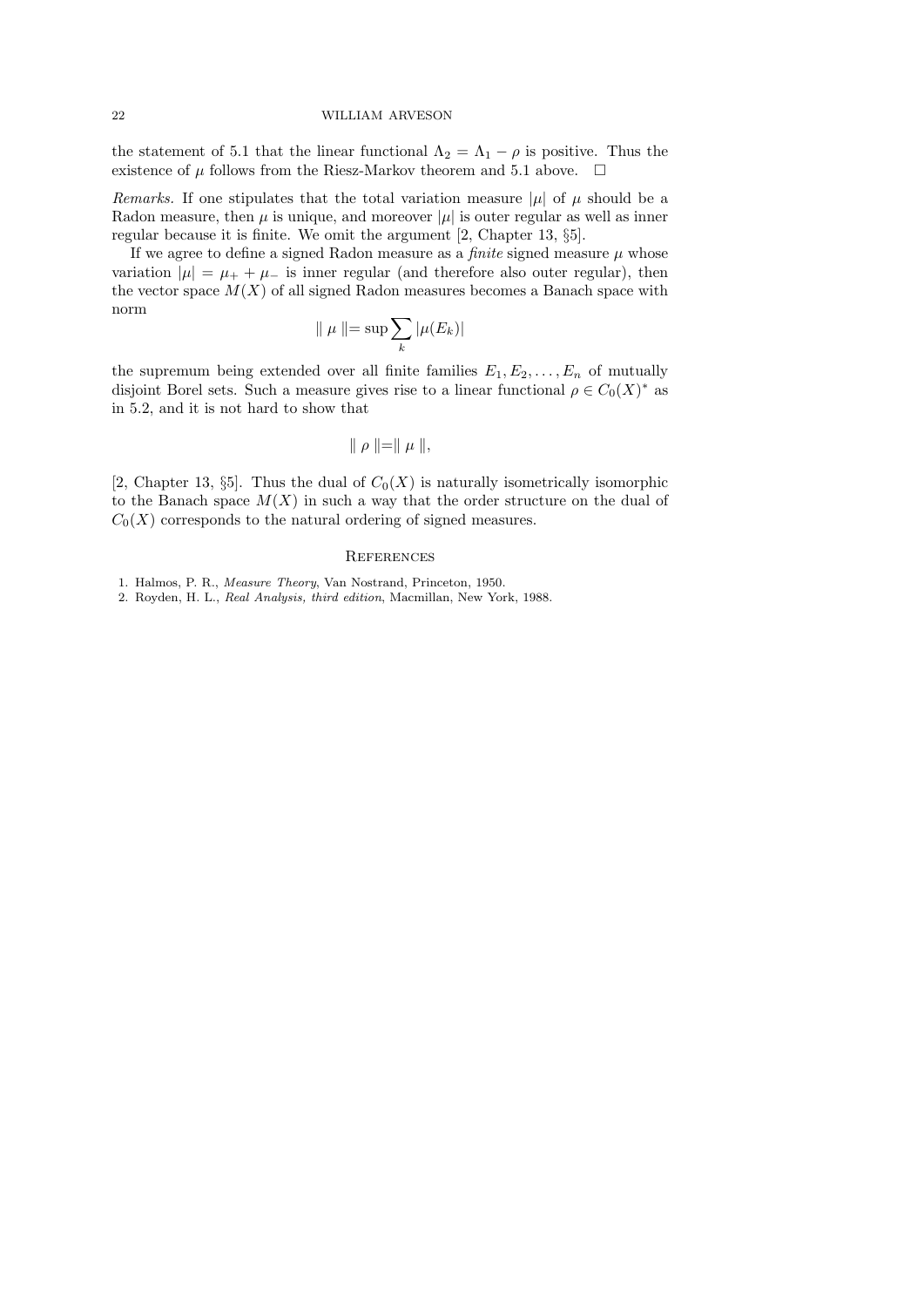the statement of 5.1 that the linear functional $\Lambda_2 = \Lambda_1 - \rho$ is positive. Thus the existence of $\mu$ follows from the Riesz-Markov theorem and 5.1 above. □

*Remarks.* If one stipulates that the total variation measure $|\mu|$ of $\mu$ should be a Radon measure, then $\mu$ is unique, and moreover $|\mu|$ is outer regular as well as inner regular because it is finite. We omit the argument [2, Chapter 13, §5].

If we agree to define a signed Radon measure as a *finite* signed measure $\mu$ whose variation $|\mu| = \mu_+ + \mu_-$ is inner regular (and therefore also outer regular), then the vector space $M(X)$ of all signed Radon measures becomes a Banach space with norm

$$\| \mu \| = \sup \sum_k |\mu(E_k)|$$

the supremum being extended over all finite families $E_1, E_2, \ldots, E_n$ of mutually disjoint Borel sets. Such a measure gives rise to a linear functional $\rho \in C_0(X)^*$ as in 5.2, and it is not hard to show that

$$\| \rho \| = \| \mu \|,$$

[2, Chapter 13, §5]. Thus the dual of $C_0(X)$ is naturally isometrically isomorphic to the Banach space $M(X)$ in such a way that the order structure on the dual of $C_0(X)$ corresponds to the natural ordering of signed measures.

## References

1. Halmos, P. R., *Measure Theory*, Van Nostrand, Princeton, 1950.
2. Royden, H. L., *Real Analysis, third edition*, Macmillan, New York, 1988.